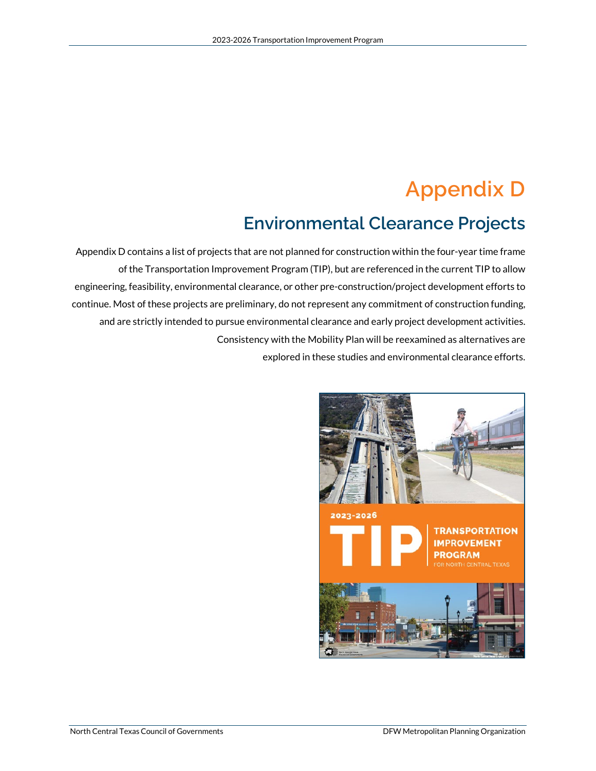# Appendix D

## Environmental Clearance Projects

Appendix D contains a list of projects that are not planned for construction within the four-year time frame of the Transportation Improvement Program (TIP), but are referenced in the current TIP to allow engineering, feasibility, environmental clearance, or other pre-construction/project development efforts to continue. Most of these projects are preliminary, do not represent any commitment of construction funding, and are strictly intended to pursue environmental clearance and early project development activities. Consistency with the Mobility Plan will be reexamined as alternatives are explored in these studies and environmental clearance efforts.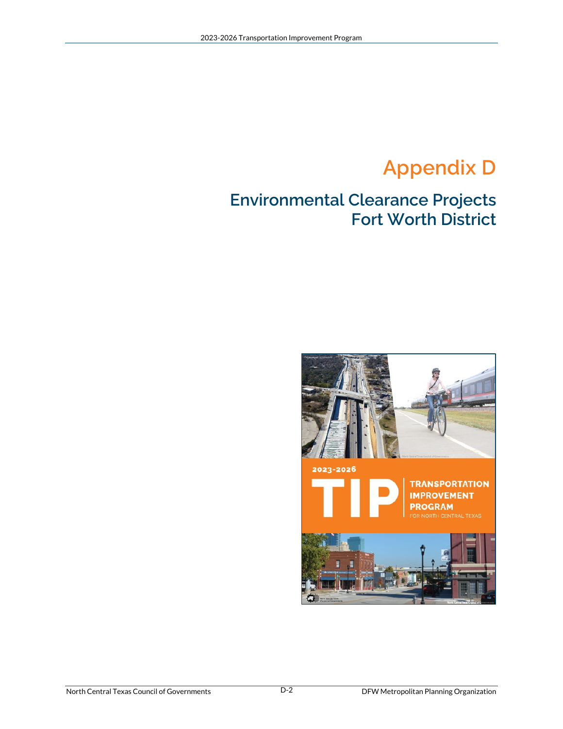# Appendix D

## Environmental Clearance Projects Fort Worth District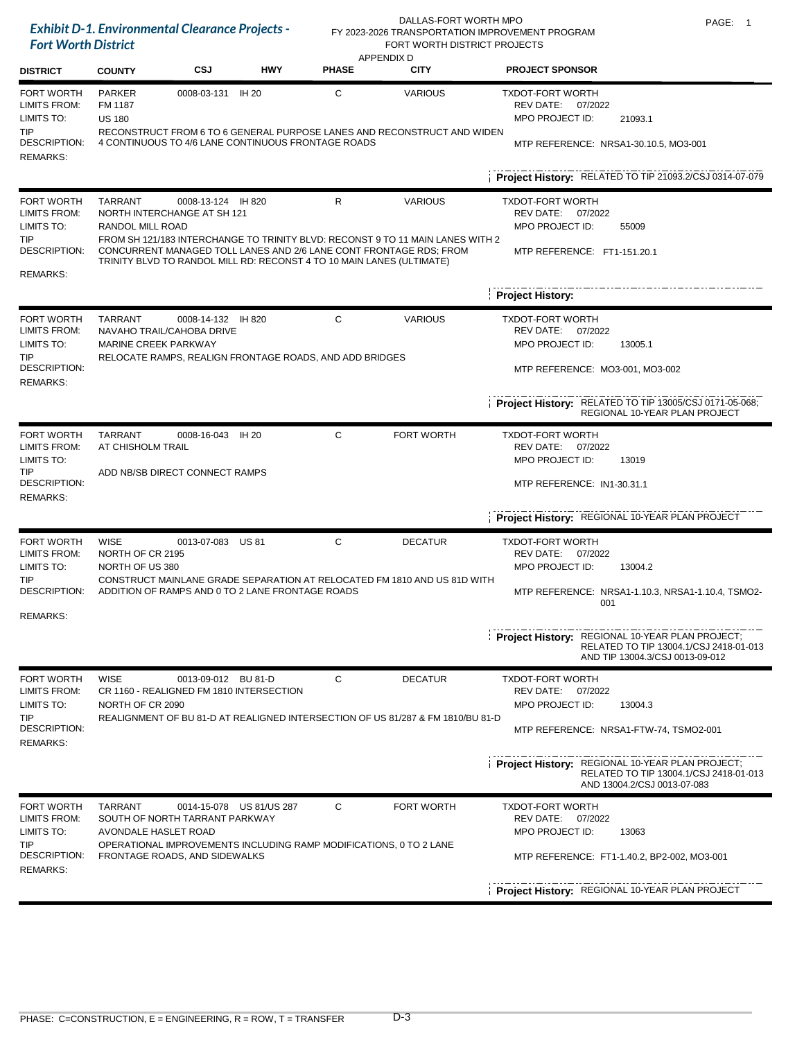## Exhibit D-1. Environmental Clearance Projects - Fort Worth District

DALLAS-FORT WORTH MPO
FY 2023-2026 TRANSPORTATION IMPROVEMENT PROGRAM
FORT WORTH DISTRICT PROJECTS
APPENDIX D

| DISTRICT | COUNTY | CSJ | HWY | PHASE | CITY | PROJECT SPONSOR |
|---|---|---|---|---|---|---|
| FORT WORTH | PARKER | 0008-03-131 | IH 20 | C | VARIOUS | TXDOT-FORT WORTH |

LIMITS FROM: FM 1187
LIMITS TO: US 180
TIP DESCRIPTION: RECONSTRUCT FROM 6 TO 6 GENERAL PURPOSE LANES AND RECONSTRUCT AND WIDEN 4 CONTINUOUS TO 4/6 LANE CONTINUOUS FRONTAGE ROADS
REMARKS:
REV DATE: 07/2022
MPO PROJECT ID: 21093.1
MTP REFERENCE: NRSA1-30.10.5, MO3-001
**Project History:** RELATED TO TIP 21093.2/CSJ 0314-07-079

---

| DISTRICT | COUNTY | CSJ | HWY | PHASE | CITY | PROJECT SPONSOR |
|---|---|---|---|---|---|---|
| FORT WORTH | TARRANT | 0008-13-124 | IH 820 | R | VARIOUS | TXDOT-FORT WORTH |

LIMITS FROM: NORTH INTERCHANGE AT SH 121
LIMITS TO: RANDOL MILL ROAD
TIP DESCRIPTION: FROM SH 121/183 INTERCHANGE TO TRINITY BLVD: RECONST 9 TO 11 MAIN LANES WITH 2 CONCURRENT MANAGED TOLL LANES AND 2/6 LANE CONT FRONTAGE RDS; FROM TRINITY BLVD TO RANDOL MILL RD: RECONST 4 TO 10 MAIN LANES (ULTIMATE)
REMARKS:
REV DATE: 07/2022
MPO PROJECT ID: 55009
MTP REFERENCE: FT1-151.20.1
**Project History:**

---

| DISTRICT | COUNTY | CSJ | HWY | PHASE | CITY | PROJECT SPONSOR |
|---|---|---|---|---|---|---|
| FORT WORTH | TARRANT | 0008-14-132 | IH 820 | C | VARIOUS | TXDOT-FORT WORTH |

LIMITS FROM: NAVAHO TRAIL/CAHOBA DRIVE
LIMITS TO: MARINE CREEK PARKWAY
TIP DESCRIPTION: RELOCATE RAMPS, REALIGN FRONTAGE ROADS, AND ADD BRIDGES
REMARKS:
REV DATE: 07/2022
MPO PROJECT ID: 13005.1
MTP REFERENCE: MO3-001, MO3-002
**Project History:** RELATED TO TIP 13005/CSJ 0171-05-068; REGIONAL 10-YEAR PLAN PROJECT

---

| DISTRICT | COUNTY | CSJ | HWY | PHASE | CITY | PROJECT SPONSOR |
|---|---|---|---|---|---|---|
| FORT WORTH | TARRANT | 0008-16-043 | IH 20 | C | FORT WORTH | TXDOT-FORT WORTH |

LIMITS FROM: AT CHISHOLM TRAIL
LIMITS TO:
TIP DESCRIPTION: ADD NB/SB DIRECT CONNECT RAMPS
REMARKS:
REV DATE: 07/2022
MPO PROJECT ID: 13019
MTP REFERENCE: IN1-30.31.1
**Project History:** REGIONAL 10-YEAR PLAN PROJECT

---

| DISTRICT | COUNTY | CSJ | HWY | PHASE | CITY | PROJECT SPONSOR |
|---|---|---|---|---|---|---|
| FORT WORTH | WISE | 0013-07-083 | US 81 | C | DECATUR | TXDOT-FORT WORTH |

LIMITS FROM: NORTH OF CR 2195
LIMITS TO: NORTH OF US 380
TIP DESCRIPTION: CONSTRUCT MAINLANE GRADE SEPARATION AT RELOCATED FM 1810 AND US 81D WITH ADDITION OF RAMPS AND 0 TO 2 LANE FRONTAGE ROADS
REMARKS:
REV DATE: 07/2022
MPO PROJECT ID: 13004.2
MTP REFERENCE: NRSA1-1.10.3, NRSA1-1.10.4, TSMO2-001
**Project History:** REGIONAL 10-YEAR PLAN PROJECT; RELATED TO TIP 13004.1/CSJ 2418-01-013 AND TIP 13004.3/CSJ 0013-09-012

---

| DISTRICT | COUNTY | CSJ | HWY | PHASE | CITY | PROJECT SPONSOR |
|---|---|---|---|---|---|---|
| FORT WORTH | WISE | 0013-09-012 | BU 81-D | C | DECATUR | TXDOT-FORT WORTH |

LIMITS FROM: CR 1160 - REALIGNED FM 1810 INTERSECTION
LIMITS TO: NORTH OF CR 2090
TIP DESCRIPTION: REALIGNMENT OF BU 81-D AT REALIGNED INTERSECTION OF US 81/287 & FM 1810/BU 81-D
REMARKS:
REV DATE: 07/2022
MPO PROJECT ID: 13004.3
MTP REFERENCE: NRSA1-FTW-74, TSMO2-001
**Project History:** REGIONAL 10-YEAR PLAN PROJECT; RELATED TO TIP 13004.1/CSJ 2418-01-013 AND 13004.2/CSJ 0013-07-083

---

| DISTRICT | COUNTY | CSJ | HWY | PHASE | CITY | PROJECT SPONSOR |
|---|---|---|---|---|---|---|
| FORT WORTH | TARRANT | 0014-15-078 | US 81/US 287 | C | FORT WORTH | TXDOT-FORT WORTH |

LIMITS FROM: SOUTH OF NORTH TARRANT PARKWAY
LIMITS TO: AVONDALE HASLET ROAD
TIP DESCRIPTION: OPERATIONAL IMPROVEMENTS INCLUDING RAMP MODIFICATIONS, 0 TO 2 LANE FRONTAGE ROADS, AND SIDEWALKS
REMARKS:
REV DATE: 07/2022
MPO PROJECT ID: 13063
MTP REFERENCE: FT1-1.40.2, BP2-002, MO3-001
**Project History:** REGIONAL 10-YEAR PLAN PROJECT

---

PHASE: C=CONSTRUCTION, E = ENGINEERING, R = ROW, T = TRANSFER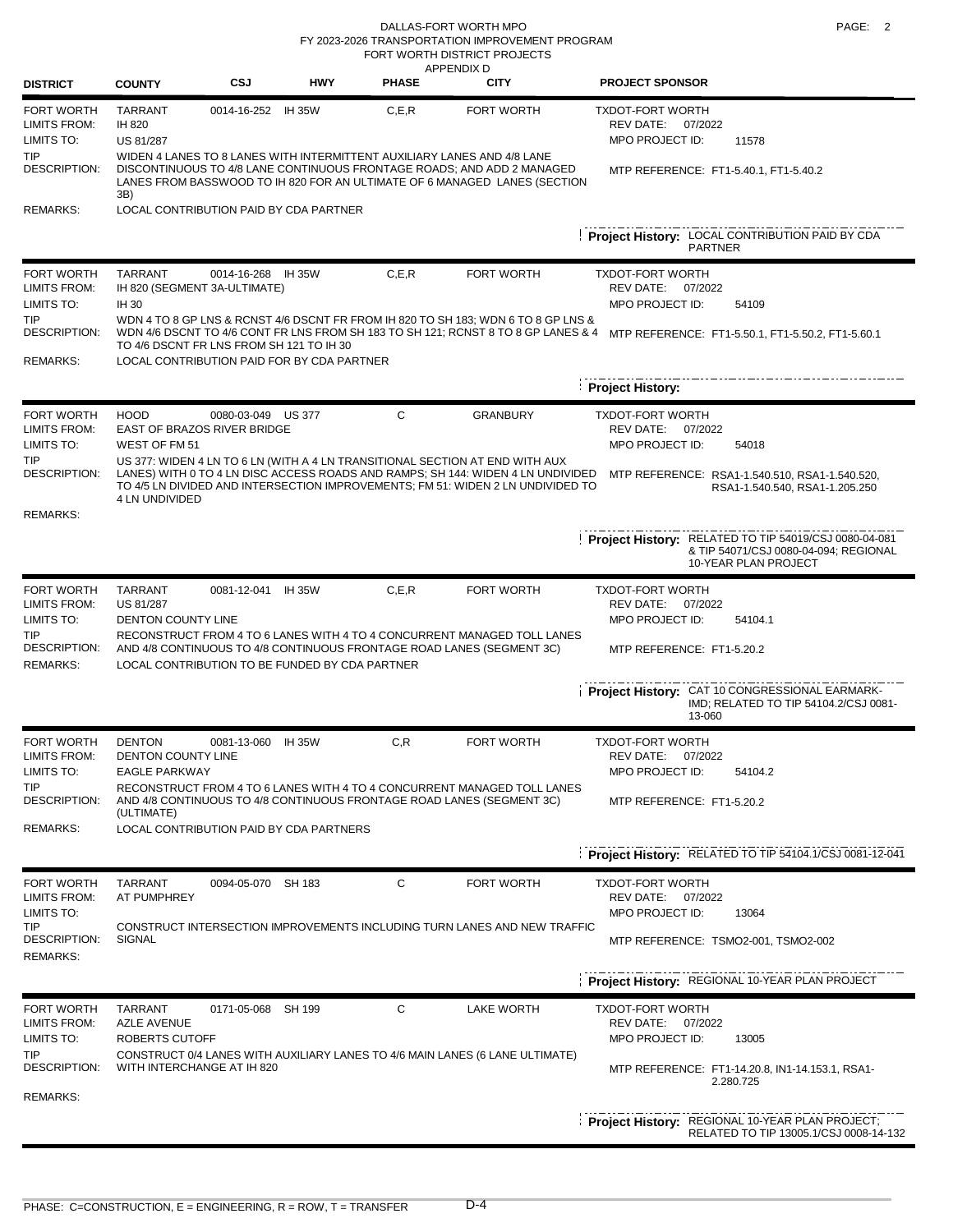DALLAS-FORT WORTH MPO
FY 2023-2026 TRANSPORTATION IMPROVEMENT PROGRAM
FORT WORTH DISTRICT PROJECTS
APPENDIX D

| DISTRICT | COUNTY | CSJ | HWY | PHASE | CITY | PROJECT SPONSOR |
|---|---|---|---|---|---|---|
| FORT WORTH | TARRANT | 0014-16-252 | IH 35W | C,E,R | FORT WORTH | TXDOT-FORT WORTH |

LIMITS FROM: IH 820
LIMITS TO: US 81/287
TIP DESCRIPTION: WIDEN 4 LANES TO 8 LANES WITH INTERMITTENT AUXILIARY LANES AND 4/8 LANE DISCONTINUOUS TO 4/8 LANE CONTINUOUS FRONTAGE ROADS; AND ADD 2 MANAGED LANES FROM BASSWOOD TO IH 820 FOR AN ULTIMATE OF 6 MANAGED LANES (SECTION 3B)
REMARKS: LOCAL CONTRIBUTION PAID BY CDA PARTNER
REV DATE: 07/2022
MPO PROJECT ID: 11578
MTP REFERENCE: FT1-5.40.1, FT1-5.40.2
**Project History:** LOCAL CONTRIBUTION PAID BY CDA PARTNER

---

| DISTRICT | COUNTY | CSJ | HWY | PHASE | CITY | PROJECT SPONSOR |
|---|---|---|---|---|---|---|
| FORT WORTH | TARRANT | 0014-16-268 | IH 35W | C,E,R | FORT WORTH | TXDOT-FORT WORTH |

LIMITS FROM: IH 820 (SEGMENT 3A-ULTIMATE)
LIMITS TO: IH 30
TIP DESCRIPTION: WDN 4 TO 8 GP LNS & RCNST 4/6 DSCNT FR FROM IH 820 TO SH 183; WDN 6 TO 8 GP LNS & WDN 4/6 DSCNT TO 4/6 CONT FR LNS FROM SH 183 TO SH 121; RCNST 8 TO 8 GP LANES & 4 TO 4/6 DSCNT FR LNS FROM SH 121 TO IH 30
REMARKS: LOCAL CONTRIBUTION PAID FOR BY CDA PARTNER
REV DATE: 07/2022
MPO PROJECT ID: 54109
MTP REFERENCE: FT1-5.50.1, FT1-5.50.2, FT1-5.60.1
**Project History:**

---

| DISTRICT | COUNTY | CSJ | HWY | PHASE | CITY | PROJECT SPONSOR |
|---|---|---|---|---|---|---|
| FORT WORTH | HOOD | 0080-03-049 | US 377 | C | GRANBURY | TXDOT-FORT WORTH |

LIMITS FROM: EAST OF BRAZOS RIVER BRIDGE
LIMITS TO: WEST OF FM 51
TIP DESCRIPTION: US 377: WIDEN 4 LN TO 6 LN (WITH A 4 LN TRANSITIONAL SECTION AT END WITH AUX LANES) WITH 0 TO 4 LN DISC ACCESS ROADS AND RAMPS; SH 144: WIDEN 4 LN UNDIVIDED TO 4/5 LN DIVIDED AND INTERSECTION IMPROVEMENTS; FM 51: WIDEN 2 LN UNDIVIDED TO 4 LN UNDIVIDED
REMARKS:
REV DATE: 07/2022
MPO PROJECT ID: 54018
MTP REFERENCE: RSA1-1.540.510, RSA1-1.540.520, RSA1-1.540.540, RSA1-1.205.250
**Project History:** RELATED TO TIP 54019/CSJ 0080-04-081 & TIP 54071/CSJ 0080-04-094; REGIONAL 10-YEAR PLAN PROJECT

---

| DISTRICT | COUNTY | CSJ | HWY | PHASE | CITY | PROJECT SPONSOR |
|---|---|---|---|---|---|---|
| FORT WORTH | TARRANT | 0081-12-041 | IH 35W | C,E,R | FORT WORTH | TXDOT-FORT WORTH |

LIMITS FROM: US 81/287
LIMITS TO: DENTON COUNTY LINE
TIP DESCRIPTION: RECONSTRUCT FROM 4 TO 6 LANES WITH 4 TO 4 CONCURRENT MANAGED TOLL LANES AND 4/8 CONTINUOUS TO 4/8 CONTINUOUS FRONTAGE ROAD LANES (SEGMENT 3C)
REMARKS: LOCAL CONTRIBUTION TO BE FUNDED BY CDA PARTNER
REV DATE: 07/2022
MPO PROJECT ID: 54104.1
MTP REFERENCE: FT1-5.20.2
**Project History:** CAT 10 CONGRESSIONAL EARMARK-IMD; RELATED TO TIP 54104.2/CSJ 0081-13-060

---

| DISTRICT | COUNTY | CSJ | HWY | PHASE | CITY | PROJECT SPONSOR |
|---|---|---|---|---|---|---|
| FORT WORTH | DENTON | 0081-13-060 | IH 35W | C,R | FORT WORTH | TXDOT-FORT WORTH |

LIMITS FROM: DENTON COUNTY LINE
LIMITS TO: EAGLE PARKWAY
TIP DESCRIPTION: RECONSTRUCT FROM 4 TO 6 LANES WITH 4 TO 4 CONCURRENT MANAGED TOLL LANES AND 4/8 CONTINUOUS TO 4/8 CONTINUOUS FRONTAGE ROAD LANES (SEGMENT 3C) (ULTIMATE)
REMARKS: LOCAL CONTRIBUTION PAID BY CDA PARTNERS
REV DATE: 07/2022
MPO PROJECT ID: 54104.2
MTP REFERENCE: FT1-5.20.2
**Project History:** RELATED TO TIP 54104.1/CSJ 0081-12-041

---

| DISTRICT | COUNTY | CSJ | HWY | PHASE | CITY | PROJECT SPONSOR |
|---|---|---|---|---|---|---|
| FORT WORTH | TARRANT | 0094-05-070 | SH 183 | C | FORT WORTH | TXDOT-FORT WORTH |

LIMITS FROM: AT PUMPHREY
LIMITS TO:
TIP DESCRIPTION: CONSTRUCT INTERSECTION IMPROVEMENTS INCLUDING TURN LANES AND NEW TRAFFIC SIGNAL
REMARKS:
REV DATE: 07/2022
MPO PROJECT ID: 13064
MTP REFERENCE: TSMO2-001, TSMO2-002
**Project History:** REGIONAL 10-YEAR PLAN PROJECT

---

| DISTRICT | COUNTY | CSJ | HWY | PHASE | CITY | PROJECT SPONSOR |
|---|---|---|---|---|---|---|
| FORT WORTH | TARRANT | 0171-05-068 | SH 199 | C | LAKE WORTH | TXDOT-FORT WORTH |

LIMITS FROM: AZLE AVENUE
LIMITS TO: ROBERTS CUTOFF
TIP DESCRIPTION: CONSTRUCT 0/4 LANES WITH AUXILIARY LANES TO 4/6 MAIN LANES (6 LANE ULTIMATE) WITH INTERCHANGE AT IH 820
REMARKS:
REV DATE: 07/2022
MPO PROJECT ID: 13005
MTP REFERENCE: FT1-14.20.8, IN1-14.153.1, RSA1-2.280.725
**Project History:** REGIONAL 10-YEAR PLAN PROJECT; RELATED TO TIP 13005.1/CSJ 0008-14-132

---

PHASE: C=CONSTRUCTION, E = ENGINEERING, R = ROW, T = TRANSFER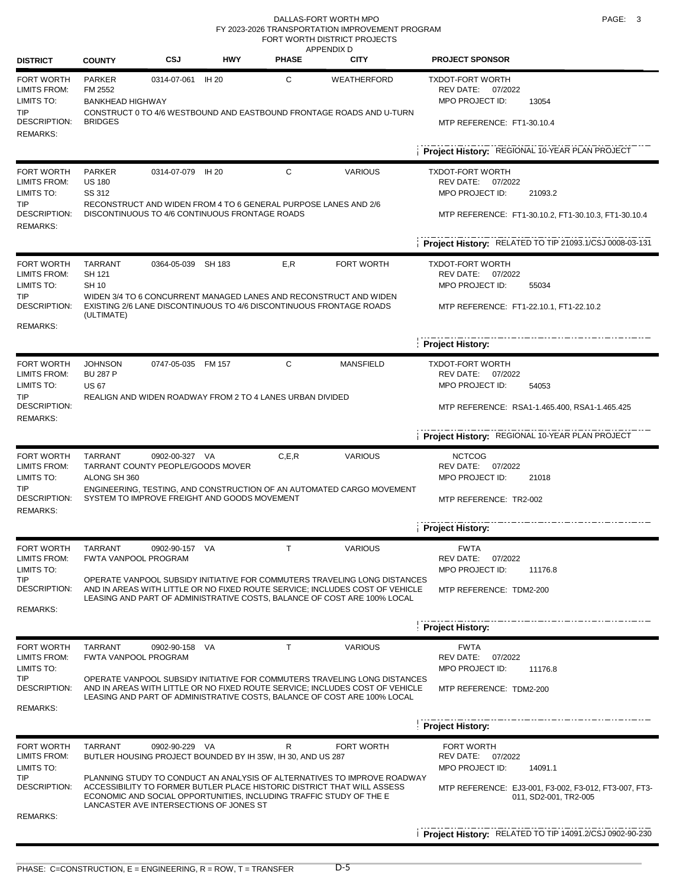DALLAS-FORT WORTH MPO
FY 2023-2026 TRANSPORTATION IMPROVEMENT PROGRAM
FORT WORTH DISTRICT PROJECTS
APPENDIX D

| DISTRICT | COUNTY | CSJ | HWY | PHASE | CITY | PROJECT SPONSOR |
|---|---|---|---|---|---|---|
| FORT WORTH | PARKER | 0314-07-061 | IH 20 | C | WEATHERFORD | TXDOT-FORT WORTH |
| LIMITS FROM: | FM 2552 | | | | | REV DATE: 07/2022 |
| LIMITS TO: | BANKHEAD HIGHWAY | | | | | MPO PROJECT ID: 13054 |
| TIP DESCRIPTION: | CONSTRUCT 0 TO 4/6 WESTBOUND AND EASTBOUND FRONTAGE ROADS AND U-TURN BRIDGES | | | | | MTP REFERENCE: FT1-30.10.4 |
| REMARKS: | | | | | | |
| | | | | | | Project History: REGIONAL 10-YEAR PLAN PROJECT |
| FORT WORTH | PARKER | 0314-07-079 | IH 20 | C | VARIOUS | TXDOT-FORT WORTH |
| LIMITS FROM: | US 180 | | | | | REV DATE: 07/2022 |
| LIMITS TO: | SS 312 | | | | | MPO PROJECT ID: 21093.2 |
| TIP DESCRIPTION: | RECONSTRUCT AND WIDEN FROM 4 TO 6 GENERAL PURPOSE LANES AND 2/6 DISCONTINUOUS TO 4/6 CONTINUOUS FRONTAGE ROADS | | | | | MTP REFERENCE: FT1-30.10.2, FT1-30.10.3, FT1-30.10.4 |
| REMARKS: | | | | | | |
| | | | | | | Project History: RELATED TO TIP 21093.1/CSJ 0008-03-131 |
| FORT WORTH | TARRANT | 0364-05-039 | SH 183 | E,R | FORT WORTH | TXDOT-FORT WORTH |
| LIMITS FROM: | SH 121 | | | | | REV DATE: 07/2022 |
| LIMITS TO: | SH 10 | | | | | MPO PROJECT ID: 55034 |
| TIP DESCRIPTION: | WIDEN 3/4 TO 6 CONCURRENT MANAGED LANES AND RECONSTRUCT AND WIDEN EXISTING 2/6 LANE DISCONTINUOUS TO 4/6 DISCONTINUOUS FRONTAGE ROADS (ULTIMATE) | | | | | MTP REFERENCE: FT1-22.10.1, FT1-22.10.2 |
| REMARKS: | | | | | | |
| | | | | | | Project History: |
| FORT WORTH | JOHNSON | 0747-05-035 | FM 157 | C | MANSFIELD | TXDOT-FORT WORTH |
| LIMITS FROM: | BU 287 P | | | | | REV DATE: 07/2022 |
| LIMITS TO: | US 67 | | | | | MPO PROJECT ID: 54053 |
| TIP DESCRIPTION: | REALIGN AND WIDEN ROADWAY FROM 2 TO 4 LANES URBAN DIVIDED | | | | | MTP REFERENCE: RSA1-1.465.400, RSA1-1.465.425 |
| REMARKS: | | | | | | |
| | | | | | | Project History: REGIONAL 10-YEAR PLAN PROJECT |
| FORT WORTH | TARRANT | 0902-00-327 | VA | C,E,R | VARIOUS | NCTCOG |
| LIMITS FROM: | TARRANT COUNTY PEOPLE/GOODS MOVER | | | | | REV DATE: 07/2022 |
| LIMITS TO: | ALONG SH 360 | | | | | MPO PROJECT ID: 21018 |
| TIP DESCRIPTION: | ENGINEERING, TESTING, AND CONSTRUCTION OF AN AUTOMATED CARGO MOVEMENT SYSTEM TO IMPROVE FREIGHT AND GOODS MOVEMENT | | | | | MTP REFERENCE: TR2-002 |
| REMARKS: | | | | | | |
| | | | | | | Project History: |
| FORT WORTH | TARRANT | 0902-90-157 | VA | T | VARIOUS | FWTA |
| LIMITS FROM: | FWTA VANPOOL PROGRAM | | | | | REV DATE: 07/2022 |
| LIMITS TO: | | | | | | MPO PROJECT ID: 11176.8 |
| TIP DESCRIPTION: | OPERATE VANPOOL SUBSIDY INITIATIVE FOR COMMUTERS TRAVELING LONG DISTANCES AND IN AREAS WITH LITTLE OR NO FIXED ROUTE SERVICE; INCLUDES COST OF VEHICLE LEASING AND PART OF ADMINISTRATIVE COSTS, BALANCE OF COST ARE 100% LOCAL | | | | | MTP REFERENCE: TDM2-200 |
| REMARKS: | | | | | | |
| | | | | | | Project History: |
| FORT WORTH | TARRANT | 0902-90-158 | VA | T | VARIOUS | FWTA |
| LIMITS FROM: | FWTA VANPOOL PROGRAM | | | | | REV DATE: 07/2022 |
| LIMITS TO: | | | | | | MPO PROJECT ID: 11176.8 |
| TIP DESCRIPTION: | OPERATE VANPOOL SUBSIDY INITIATIVE FOR COMMUTERS TRAVELING LONG DISTANCES AND IN AREAS WITH LITTLE OR NO FIXED ROUTE SERVICE; INCLUDES COST OF VEHICLE LEASING AND PART OF ADMINISTRATIVE COSTS, BALANCE OF COST ARE 100% LOCAL | | | | | MTP REFERENCE: TDM2-200 |
| REMARKS: | | | | | | |
| | | | | | | Project History: |
| FORT WORTH | TARRANT | 0902-90-229 | VA | R | FORT WORTH | FORT WORTH |
| LIMITS FROM: | BUTLER HOUSING PROJECT BOUNDED BY IH 35W, IH 30, AND US 287 | | | | | REV DATE: 07/2022 |
| LIMITS TO: | | | | | | MPO PROJECT ID: 14091.1 |
| TIP DESCRIPTION: | PLANNING STUDY TO CONDUCT AN ANALYSIS OF ALTERNATIVES TO IMPROVE ROADWAY ACCESSIBILITY TO FORMER BUTLER PLACE HISTORIC DISTRICT THAT WILL ASSESS ECONOMIC AND SOCIAL OPPORTUNITIES, INCLUDING TRAFFIC STUDY OF THE E LANCASTER AVE INTERSECTIONS OF JONES ST | | | | | MTP REFERENCE: EJ3-001, F3-002, F3-012, FT3-007, FT3-011, SD2-001, TR2-005 |
| REMARKS: | | | | | | |
| | | | | | | Project History: RELATED TO TIP 14091.2/CSJ 0902-90-230 |

PHASE: C=CONSTRUCTION, E = ENGINEERING, R = ROW, T = TRANSFER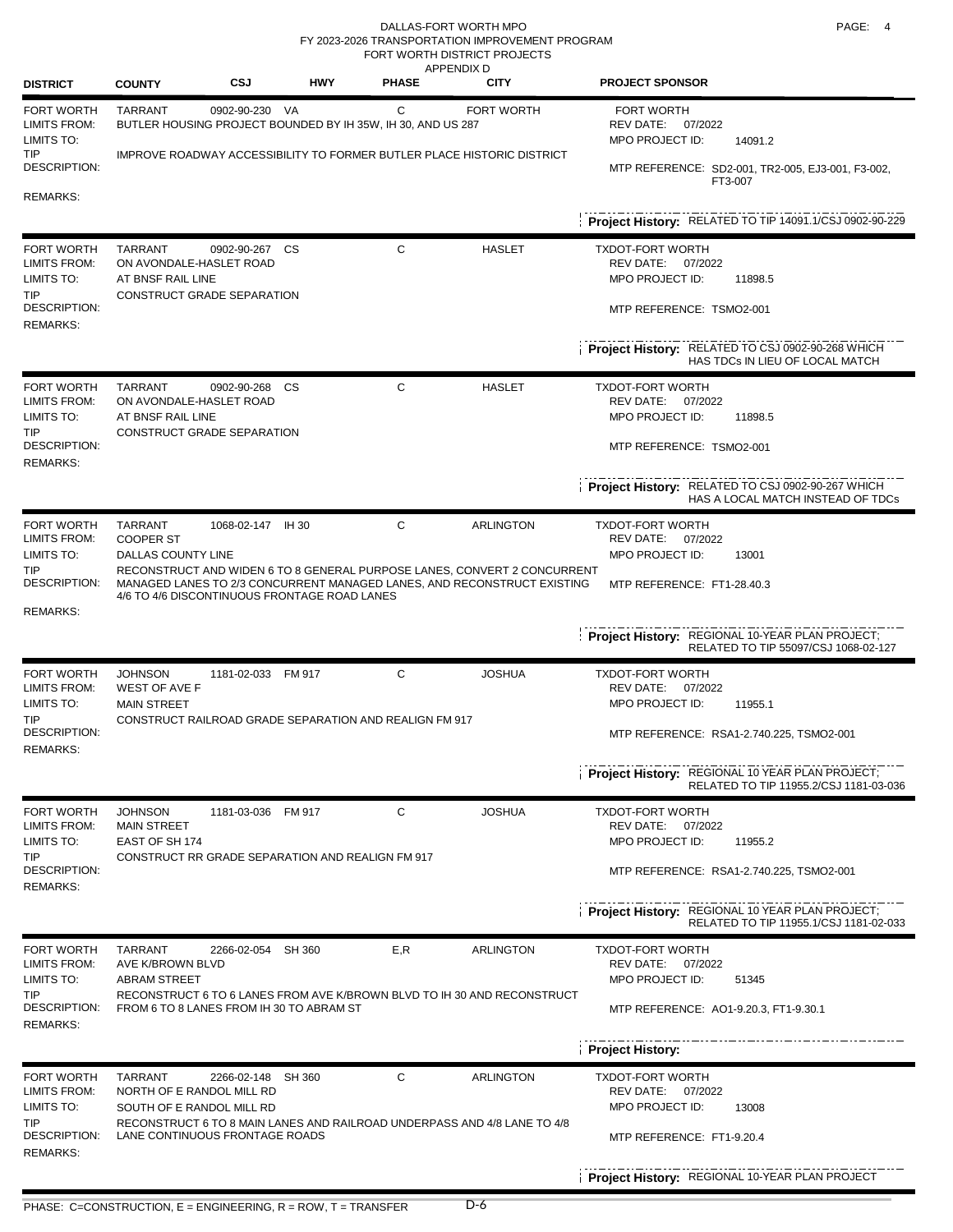DALLAS-FORT WORTH MPO
FY 2023-2026 TRANSPORTATION IMPROVEMENT PROGRAM
FORT WORTH DISTRICT PROJECTS
APPENDIX D

| DISTRICT | COUNTY | CSJ | HWY | PHASE | CITY | PROJECT SPONSOR |
|---|---|---|---|---|---|---|

**FORT WORTH** | TARRANT | 0902-90-230 | VA | C | FORT WORTH | FORT WORTH

- LIMITS FROM: BUTLER HOUSING PROJECT BOUNDED BY IH 35W, IH 30, AND US 287
- LIMITS TO:
- TIP DESCRIPTION: IMPROVE ROADWAY ACCESSIBILITY TO FORMER BUTLER PLACE HISTORIC DISTRICT
- REMARKS:
- REV DATE: 07/2022
- MPO PROJECT ID: 14091.2
- MTP REFERENCE: SD2-001, TR2-005, EJ3-001, F3-002, FT3-007
- Project History: RELATED TO TIP 14091.1/CSJ 0902-90-229

---

**FORT WORTH** | TARRANT | 0902-90-267 | CS | C | HASLET | TXDOT-FORT WORTH

- LIMITS FROM: ON AVONDALE-HASLET ROAD
- LIMITS TO: AT BNSF RAIL LINE
- TIP DESCRIPTION: CONSTRUCT GRADE SEPARATION
- REMARKS:
- REV DATE: 07/2022
- MPO PROJECT ID: 11898.5
- MTP REFERENCE: TSMO2-001
- Project History: RELATED TO CSJ 0902-90-268 WHICH HAS TDCs IN LIEU OF LOCAL MATCH

---

**FORT WORTH** | TARRANT | 0902-90-268 | CS | C | HASLET | TXDOT-FORT WORTH

- LIMITS FROM: ON AVONDALE-HASLET ROAD
- LIMITS TO: AT BNSF RAIL LINE
- TIP DESCRIPTION: CONSTRUCT GRADE SEPARATION
- REMARKS:
- REV DATE: 07/2022
- MPO PROJECT ID: 11898.5
- MTP REFERENCE: TSMO2-001
- Project History: RELATED TO CSJ 0902-90-267 WHICH HAS A LOCAL MATCH INSTEAD OF TDCs

---

**FORT WORTH** | TARRANT | 1068-02-147 | IH 30 | C | ARLINGTON | TXDOT-FORT WORTH

- LIMITS FROM: COOPER ST
- LIMITS TO: DALLAS COUNTY LINE
- TIP DESCRIPTION: RECONSTRUCT AND WIDEN 6 TO 8 GENERAL PURPOSE LANES, CONVERT 2 CONCURRENT MANAGED LANES TO 2/3 CONCURRENT MANAGED LANES, AND RECONSTRUCT EXISTING 4/6 TO 4/6 DISCONTINUOUS FRONTAGE ROAD LANES
- REMARKS:
- REV DATE: 07/2022
- MPO PROJECT ID: 13001
- MTP REFERENCE: FT1-28.40.3
- Project History: REGIONAL 10-YEAR PLAN PROJECT; RELATED TO TIP 55097/CSJ 1068-02-127

---

**FORT WORTH** | JOHNSON | 1181-02-033 | FM 917 | C | JOSHUA | TXDOT-FORT WORTH

- LIMITS FROM: WEST OF AVE F
- LIMITS TO: MAIN STREET
- TIP DESCRIPTION: CONSTRUCT RAILROAD GRADE SEPARATION AND REALIGN FM 917
- REMARKS:
- REV DATE: 07/2022
- MPO PROJECT ID: 11955.1
- MTP REFERENCE: RSA1-2.740.225, TSMO2-001
- Project History: REGIONAL 10 YEAR PLAN PROJECT; RELATED TO TIP 11955.2/CSJ 1181-03-036

---

**FORT WORTH** | JOHNSON | 1181-03-036 | FM 917 | C | JOSHUA | TXDOT-FORT WORTH

- LIMITS FROM: MAIN STREET
- LIMITS TO: EAST OF SH 174
- TIP DESCRIPTION: CONSTRUCT RR GRADE SEPARATION AND REALIGN FM 917
- REMARKS:
- REV DATE: 07/2022
- MPO PROJECT ID: 11955.2
- MTP REFERENCE: RSA1-2.740.225, TSMO2-001
- Project History: REGIONAL 10 YEAR PLAN PROJECT; RELATED TO TIP 11955.1/CSJ 1181-02-033

---

**FORT WORTH** | TARRANT | 2266-02-054 | SH 360 | E,R | ARLINGTON | TXDOT-FORT WORTH

- LIMITS FROM: AVE K/BROWN BLVD
- LIMITS TO: ABRAM STREET
- TIP DESCRIPTION: RECONSTRUCT 6 TO 6 LANES FROM AVE K/BROWN BLVD TO IH 30 AND RECONSTRUCT FROM 6 TO 8 LANES FROM IH 30 TO ABRAM ST
- REMARKS:
- REV DATE: 07/2022
- MPO PROJECT ID: 51345
- MTP REFERENCE: AO1-9.20.3, FT1-9.30.1
- Project History:

---

**FORT WORTH** | TARRANT | 2266-02-148 | SH 360 | C | ARLINGTON | TXDOT-FORT WORTH

- LIMITS FROM: NORTH OF E RANDOL MILL RD
- LIMITS TO: SOUTH OF E RANDOL MILL RD
- TIP DESCRIPTION: RECONSTRUCT 6 TO 8 MAIN LANES AND RAILROAD UNDERPASS AND 4/8 LANE TO 4/8 LANE CONTINUOUS FRONTAGE ROADS
- REMARKS:
- REV DATE: 07/2022
- MPO PROJECT ID: 13008
- MTP REFERENCE: FT1-9.20.4
- Project History: REGIONAL 10-YEAR PLAN PROJECT

---

PHASE: C=CONSTRUCTION, E = ENGINEERING, R = ROW, T = TRANSFER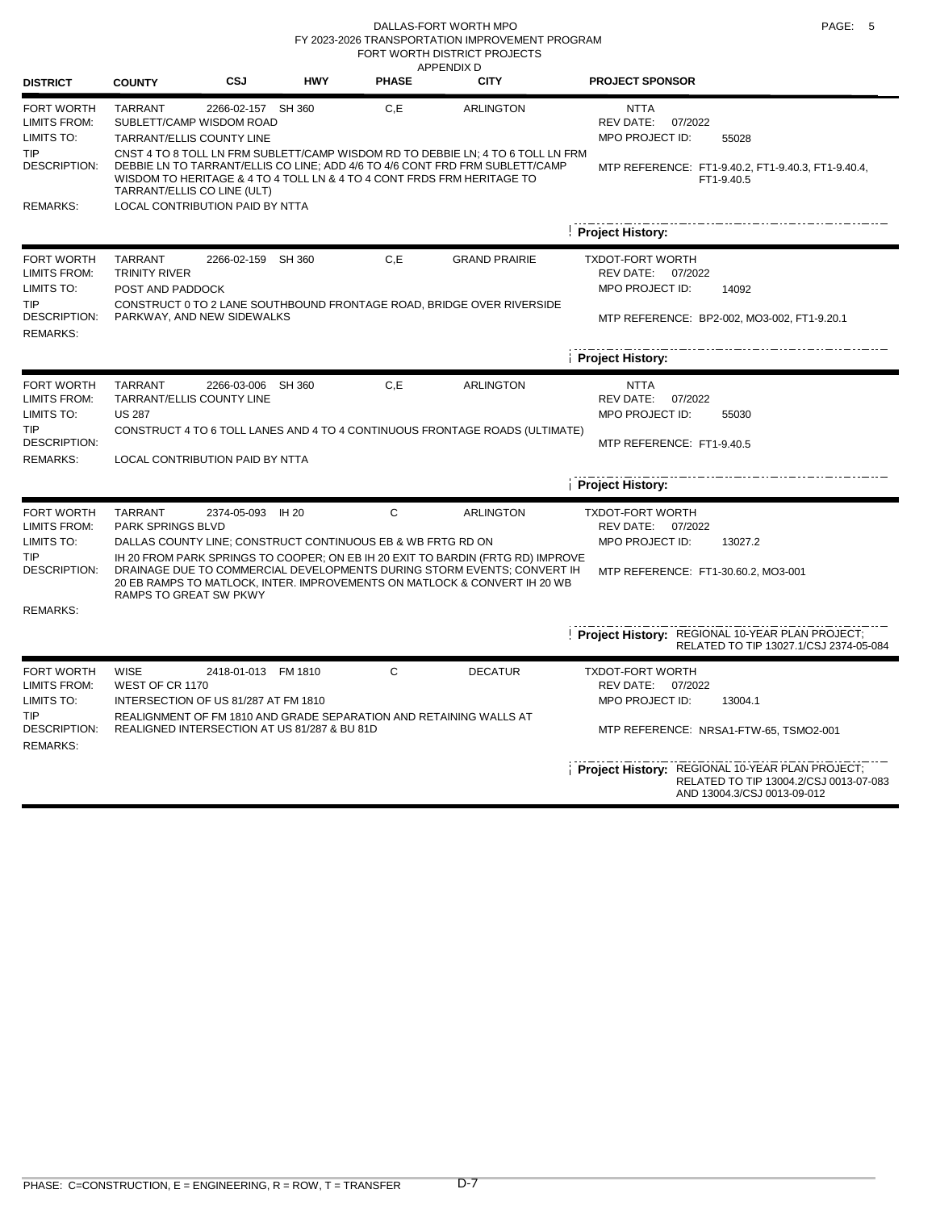DALLAS-FORT WORTH MPO
FY 2023-2026 TRANSPORTATION IMPROVEMENT PROGRAM
FORT WORTH DISTRICT PROJECTS
APPENDIX D

| DISTRICT | COUNTY | CSJ | HWY | PHASE | CITY | PROJECT SPONSOR |
|---|---|---|---|---|---|---|
| FORT WORTH | TARRANT | 2266-02-157 | SH 360 | C,E | ARLINGTON | NTTA |

- **LIMITS FROM:** SUBLETT/CAMP WISDOM ROAD
- **LIMITS TO:** TARRANT/ELLIS COUNTY LINE
- **TIP DESCRIPTION:** CNST 4 TO 8 TOLL LN FRM SUBLETT/CAMP WISDOM RD TO DEBBIE LN; 4 TO 6 TOLL LN FRM DEBBIE LN TO TARRANT/ELLIS CO LINE; ADD 4/6 TO 4/6 CONT FRD FRM SUBLETT/CAMP WISDOM TO HERITAGE & 4 TO 4 TOLL LN & 4 TO 4 CONT FRDS FRM HERITAGE TO TARRANT/ELLIS CO LINE (ULT)
- **REMARKS:** LOCAL CONTRIBUTION PAID BY NTTA
- **REV DATE:** 07/2022
- **MPO PROJECT ID:** 55028
- **MTP REFERENCE:** FT1-9.40.2, FT1-9.40.3, FT1-9.40.4, FT1-9.40.5
- **Project History:**

---

| DISTRICT | COUNTY | CSJ | HWY | PHASE | CITY | PROJECT SPONSOR |
|---|---|---|---|---|---|---|
| FORT WORTH | TARRANT | 2266-02-159 | SH 360 | C,E | GRAND PRAIRIE | TXDOT-FORT WORTH |

- **LIMITS FROM:** TRINITY RIVER
- **LIMITS TO:** POST AND PADDOCK
- **TIP DESCRIPTION:** CONSTRUCT 0 TO 2 LANE SOUTHBOUND FRONTAGE ROAD, BRIDGE OVER RIVERSIDE PARKWAY, AND NEW SIDEWALKS
- **REMARKS:**
- **REV DATE:** 07/2022
- **MPO PROJECT ID:** 14092
- **MTP REFERENCE:** BP2-002, MO3-002, FT1-9.20.1
- **Project History:**

---

| DISTRICT | COUNTY | CSJ | HWY | PHASE | CITY | PROJECT SPONSOR |
|---|---|---|---|---|---|---|
| FORT WORTH | TARRANT | 2266-03-006 | SH 360 | C,E | ARLINGTON | NTTA |

- **LIMITS FROM:** TARRANT/ELLIS COUNTY LINE
- **LIMITS TO:** US 287
- **TIP DESCRIPTION:** CONSTRUCT 4 TO 6 TOLL LANES AND 4 TO 4 CONTINUOUS FRONTAGE ROADS (ULTIMATE)
- **REMARKS:** LOCAL CONTRIBUTION PAID BY NTTA
- **REV DATE:** 07/2022
- **MPO PROJECT ID:** 55030
- **MTP REFERENCE:** FT1-9.40.5
- **Project History:**

---

| DISTRICT | COUNTY | CSJ | HWY | PHASE | CITY | PROJECT SPONSOR |
|---|---|---|---|---|---|---|
| FORT WORTH | TARRANT | 2374-05-093 | IH 20 | C | ARLINGTON | TXDOT-FORT WORTH |

- **LIMITS FROM:** PARK SPRINGS BLVD
- **LIMITS TO:** DALLAS COUNTY LINE; CONSTRUCT CONTINUOUS EB & WB FRTG RD ON
- **TIP DESCRIPTION:** IH 20 FROM PARK SPRINGS TO COOPER; ON EB IH 20 EXIT TO BARDIN (FRTG RD) IMPROVE DRAINAGE DUE TO COMMERCIAL DEVELOPMENTS DURING STORM EVENTS; CONVERT IH 20 EB RAMPS TO MATLOCK, INTER. IMPROVEMENTS ON MATLOCK & CONVERT IH 20 WB RAMPS TO GREAT SW PKWY
- **REMARKS:**
- **REV DATE:** 07/2022
- **MPO PROJECT ID:** 13027.2
- **MTP REFERENCE:** FT1-30.60.2, MO3-001
- **Project History:** REGIONAL 10-YEAR PLAN PROJECT; RELATED TO TIP 13027.1/CSJ 2374-05-084

---

| DISTRICT | COUNTY | CSJ | HWY | PHASE | CITY | PROJECT SPONSOR |
|---|---|---|---|---|---|---|
| FORT WORTH | WISE | 2418-01-013 | FM 1810 | C | DECATUR | TXDOT-FORT WORTH |

- **LIMITS FROM:** WEST OF CR 1170
- **LIMITS TO:** INTERSECTION OF US 81/287 AT FM 1810
- **TIP DESCRIPTION:** REALIGNMENT OF FM 1810 AND GRADE SEPARATION AND RETAINING WALLS AT REALIGNED INTERSECTION AT US 81/287 & BU 81D
- **REMARKS:**
- **REV DATE:** 07/2022
- **MPO PROJECT ID:** 13004.1
- **MTP REFERENCE:** NRSA1-FTW-65, TSMO2-001
- **Project History:** REGIONAL 10-YEAR PLAN PROJECT; RELATED TO TIP 13004.2/CSJ 0013-07-083 AND 13004.3/CSJ 0013-09-012

PHASE: C=CONSTRUCTION, E = ENGINEERING, R = ROW, T = TRANSFER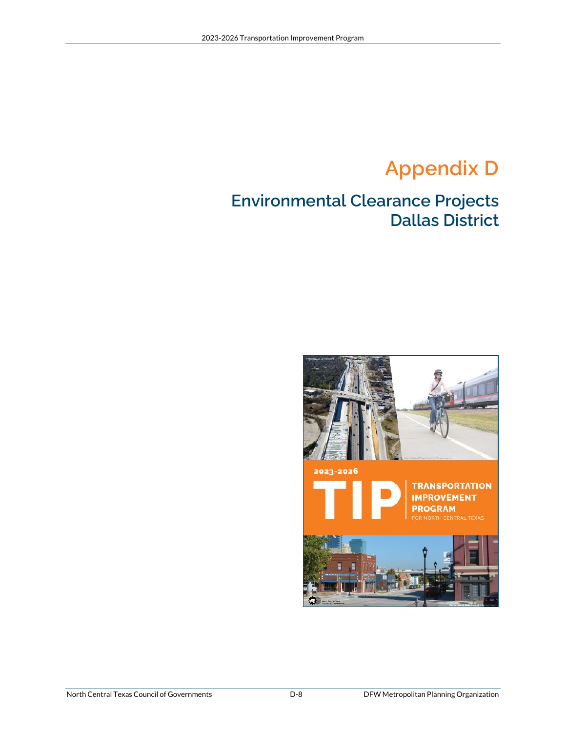# Appendix D

## Environmental Clearance Projects Dallas District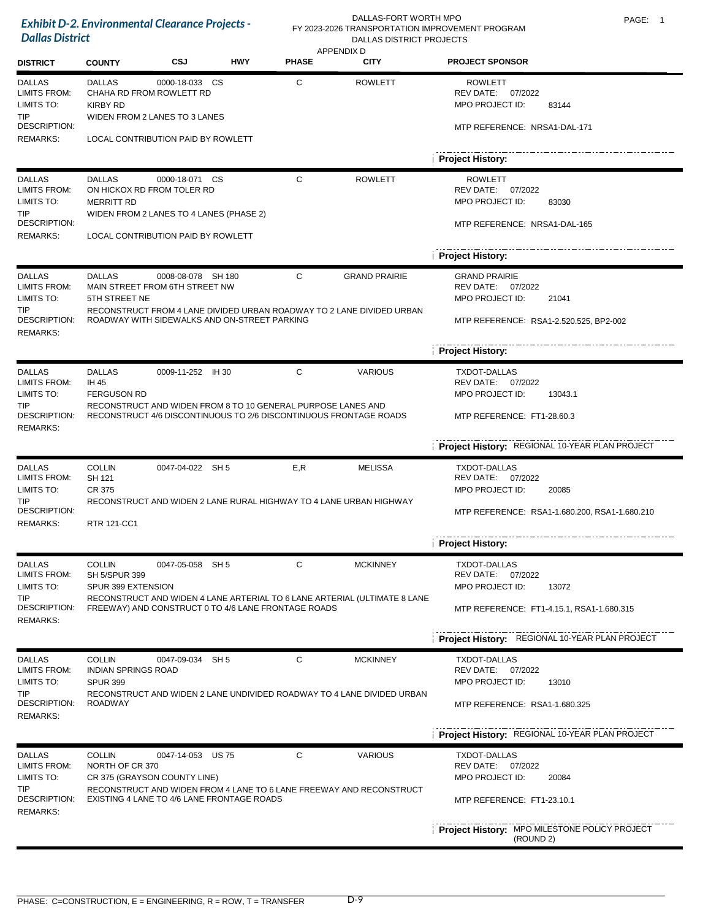# Exhibit D-2. Environmental Clearance Projects - Dallas District

DALLAS-FORT WORTH MPO
FY 2023-2026 TRANSPORTATION IMPROVEMENT PROGRAM
DALLAS DISTRICT PROJECTS
APPENDIX D

| DISTRICT | COUNTY | CSJ | HWY | PHASE | CITY | PROJECT SPONSOR |
|---|---|---|---|---|---|---|

---

**DALLAS** | DALLAS | 0000-18-033 | CS | C | ROWLETT | ROWLETT

- LIMITS FROM: CHAHA RD FROM ROWLETT RD
- LIMITS TO: KIRBY RD
- TIP DESCRIPTION: WIDEN FROM 2 LANES TO 3 LANES
- REMARKS: LOCAL CONTRIBUTION PAID BY ROWLETT
- REV DATE: 07/2022
- MPO PROJECT ID: 83144
- MTP REFERENCE: NRSA1-DAL-171
- Project History:

---

**DALLAS** | DALLAS | 0000-18-071 | CS | C | ROWLETT | ROWLETT

- LIMITS FROM: ON HICKOX RD FROM TOLER RD
- LIMITS TO: MERRITT RD
- TIP DESCRIPTION: WIDEN FROM 2 LANES TO 4 LANES (PHASE 2)
- REMARKS: LOCAL CONTRIBUTION PAID BY ROWLETT
- REV DATE: 07/2022
- MPO PROJECT ID: 83030
- MTP REFERENCE: NRSA1-DAL-165
- Project History:

---

**DALLAS** | DALLAS | 0008-08-078 | SH 180 | C | GRAND PRAIRIE | GRAND PRAIRIE

- LIMITS FROM: MAIN STREET FROM 6TH STREET NW
- LIMITS TO: 5TH STREET NE
- TIP DESCRIPTION: RECONSTRUCT FROM 4 LANE DIVIDED URBAN ROADWAY TO 2 LANE DIVIDED URBAN ROADWAY WITH SIDEWALKS AND ON-STREET PARKING
- REMARKS:
- REV DATE: 07/2022
- MPO PROJECT ID: 21041
- MTP REFERENCE: RSA1-2.520.525, BP2-002
- Project History:

---

**DALLAS** | DALLAS | 0009-11-252 | IH 30 | C | VARIOUS | TXDOT-DALLAS

- LIMITS FROM: IH 45
- LIMITS TO: FERGUSON RD
- TIP DESCRIPTION: RECONSTRUCT AND WIDEN FROM 8 TO 10 GENERAL PURPOSE LANES AND RECONSTRUCT 4/6 DISCONTINUOUS TO 2/6 DISCONTINUOUS FRONTAGE ROADS
- REMARKS:
- REV DATE: 07/2022
- MPO PROJECT ID: 13043.1
- MTP REFERENCE: FT1-28.60.3
- Project History: REGIONAL 10-YEAR PLAN PROJECT

---

**DALLAS** | COLLIN | 0047-04-022 | SH 5 | E,R | MELISSA | TXDOT-DALLAS

- LIMITS FROM: SH 121
- LIMITS TO: CR 375
- TIP DESCRIPTION: RECONSTRUCT AND WIDEN 2 LANE RURAL HIGHWAY TO 4 LANE URBAN HIGHWAY
- REMARKS: RTR 121-CC1
- REV DATE: 07/2022
- MPO PROJECT ID: 20085
- MTP REFERENCE: RSA1-1.680.200, RSA1-1.680.210
- Project History:

---

**DALLAS** | COLLIN | 0047-05-058 | SH 5 | C | MCKINNEY | TXDOT-DALLAS

- LIMITS FROM: SH 5/SPUR 399
- LIMITS TO: SPUR 399 EXTENSION
- TIP DESCRIPTION: RECONSTRUCT AND WIDEN 4 LANE ARTERIAL TO 6 LANE ARTERIAL (ULTIMATE 8 LANE FREEWAY) AND CONSTRUCT 0 TO 4/6 LANE FRONTAGE ROADS
- REMARKS:
- REV DATE: 07/2022
- MPO PROJECT ID: 13072
- MTP REFERENCE: FT1-4.15.1, RSA1-1.680.315
- Project History: REGIONAL 10-YEAR PLAN PROJECT

---

**DALLAS** | COLLIN | 0047-09-034 | SH 5 | C | MCKINNEY | TXDOT-DALLAS

- LIMITS FROM: INDIAN SPRINGS ROAD
- LIMITS TO: SPUR 399
- TIP DESCRIPTION: RECONSTRUCT AND WIDEN 2 LANE UNDIVIDED ROADWAY TO 4 LANE DIVIDED URBAN ROADWAY
- REMARKS:
- REV DATE: 07/2022
- MPO PROJECT ID: 13010
- MTP REFERENCE: RSA1-1.680.325
- Project History: REGIONAL 10-YEAR PLAN PROJECT

---

**DALLAS** | COLLIN | 0047-14-053 | US 75 | C | VARIOUS | TXDOT-DALLAS

- LIMITS FROM: NORTH OF CR 370
- LIMITS TO: CR 375 (GRAYSON COUNTY LINE)
- TIP DESCRIPTION: RECONSTRUCT AND WIDEN FROM 4 LANE TO 6 LANE FREEWAY AND RECONSTRUCT EXISTING 4 LANE TO 4/6 LANE FRONTAGE ROADS
- REMARKS:
- REV DATE: 07/2022
- MPO PROJECT ID: 20084
- MTP REFERENCE: FT1-23.10.1
- Project History: MPO MILESTONE POLICY PROJECT (ROUND 2)

---

PHASE: C=CONSTRUCTION, E = ENGINEERING, R = ROW, T = TRANSFER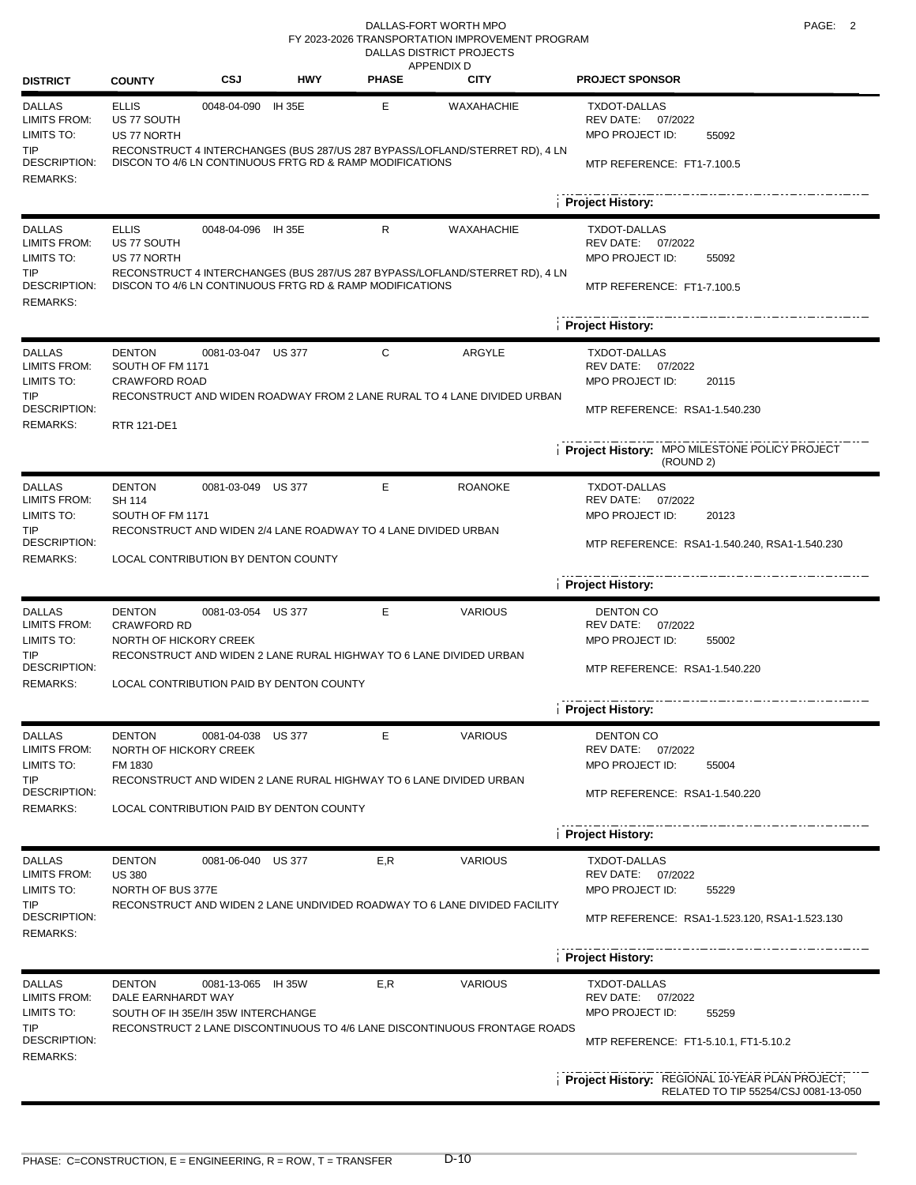DALLAS-FORT WORTH MPO
FY 2023-2026 TRANSPORTATION IMPROVEMENT PROGRAM
DALLAS DISTRICT PROJECTS
APPENDIX D

| DISTRICT | COUNTY | CSJ | HWY | PHASE | CITY | PROJECT SPONSOR |
|---|---|---|---|---|---|---|
| DALLAS | ELLIS | 0048-04-090 | IH 35E | E | WAXAHACHIE | TXDOT-DALLAS |

- LIMITS FROM: US 77 SOUTH
- LIMITS TO: US 77 NORTH
- TIP DESCRIPTION: RECONSTRUCT 4 INTERCHANGES (BUS 287/US 287 BYPASS/LOFLAND/STERRET RD), 4 LN DISCON TO 4/6 LN CONTINUOUS FRTG RD & RAMP MODIFICATIONS
- REMARKS:
- REV DATE: 07/2022
- MPO PROJECT ID: 55092
- MTP REFERENCE: FT1-7.100.5
- Project History:

---

| DISTRICT | COUNTY | CSJ | HWY | PHASE | CITY | PROJECT SPONSOR |
|---|---|---|---|---|---|---|
| DALLAS | ELLIS | 0048-04-096 | IH 35E | R | WAXAHACHIE | TXDOT-DALLAS |

- LIMITS FROM: US 77 SOUTH
- LIMITS TO: US 77 NORTH
- TIP DESCRIPTION: RECONSTRUCT 4 INTERCHANGES (BUS 287/US 287 BYPASS/LOFLAND/STERRET RD), 4 LN DISCON TO 4/6 LN CONTINUOUS FRTG RD & RAMP MODIFICATIONS
- REMARKS:
- REV DATE: 07/2022
- MPO PROJECT ID: 55092
- MTP REFERENCE: FT1-7.100.5
- Project History:

---

| DISTRICT | COUNTY | CSJ | HWY | PHASE | CITY | PROJECT SPONSOR |
|---|---|---|---|---|---|---|
| DALLAS | DENTON | 0081-03-047 | US 377 | C | ARGYLE | TXDOT-DALLAS |

- LIMITS FROM: SOUTH OF FM 1171
- LIMITS TO: CRAWFORD ROAD
- TIP DESCRIPTION: RECONSTRUCT AND WIDEN ROADWAY FROM 2 LANE RURAL TO 4 LANE DIVIDED URBAN
- REMARKS: RTR 121-DE1
- REV DATE: 07/2022
- MPO PROJECT ID: 20115
- MTP REFERENCE: RSA1-1.540.230
- Project History: MPO MILESTONE POLICY PROJECT (ROUND 2)

---

| DISTRICT | COUNTY | CSJ | HWY | PHASE | CITY | PROJECT SPONSOR |
|---|---|---|---|---|---|---|
| DALLAS | DENTON | 0081-03-049 | US 377 | E | ROANOKE | TXDOT-DALLAS |

- LIMITS FROM: SH 114
- LIMITS TO: SOUTH OF FM 1171
- TIP DESCRIPTION: RECONSTRUCT AND WIDEN 2/4 LANE ROADWAY TO 4 LANE DIVIDED URBAN
- REMARKS: LOCAL CONTRIBUTION BY DENTON COUNTY
- REV DATE: 07/2022
- MPO PROJECT ID: 20123
- MTP REFERENCE: RSA1-1.540.240, RSA1-1.540.230
- Project History:

---

| DISTRICT | COUNTY | CSJ | HWY | PHASE | CITY | PROJECT SPONSOR |
|---|---|---|---|---|---|---|
| DALLAS | DENTON | 0081-03-054 | US 377 | E | VARIOUS | DENTON CO |

- LIMITS FROM: CRAWFORD RD
- LIMITS TO: NORTH OF HICKORY CREEK
- TIP DESCRIPTION: RECONSTRUCT AND WIDEN 2 LANE RURAL HIGHWAY TO 6 LANE DIVIDED URBAN
- REMARKS: LOCAL CONTRIBUTION PAID BY DENTON COUNTY
- REV DATE: 07/2022
- MPO PROJECT ID: 55002
- MTP REFERENCE: RSA1-1.540.220
- Project History:

---

| DISTRICT | COUNTY | CSJ | HWY | PHASE | CITY | PROJECT SPONSOR |
|---|---|---|---|---|---|---|
| DALLAS | DENTON | 0081-04-038 | US 377 | E | VARIOUS | DENTON CO |

- LIMITS FROM: NORTH OF HICKORY CREEK
- LIMITS TO: FM 1830
- TIP DESCRIPTION: RECONSTRUCT AND WIDEN 2 LANE RURAL HIGHWAY TO 6 LANE DIVIDED URBAN
- REMARKS: LOCAL CONTRIBUTION PAID BY DENTON COUNTY
- REV DATE: 07/2022
- MPO PROJECT ID: 55004
- MTP REFERENCE: RSA1-1.540.220
- Project History:

---

| DISTRICT | COUNTY | CSJ | HWY | PHASE | CITY | PROJECT SPONSOR |
|---|---|---|---|---|---|---|
| DALLAS | DENTON | 0081-06-040 | US 377 | E,R | VARIOUS | TXDOT-DALLAS |

- LIMITS FROM: US 380
- LIMITS TO: NORTH OF BUS 377E
- TIP DESCRIPTION: RECONSTRUCT AND WIDEN 2 LANE UNDIVIDED ROADWAY TO 6 LANE DIVIDED FACILITY
- REMARKS:
- REV DATE: 07/2022
- MPO PROJECT ID: 55229
- MTP REFERENCE: RSA1-1.523.120, RSA1-1.523.130
- Project History:

---

| DISTRICT | COUNTY | CSJ | HWY | PHASE | CITY | PROJECT SPONSOR |
|---|---|---|---|---|---|---|
| DALLAS | DENTON | 0081-13-065 | IH 35W | E,R | VARIOUS | TXDOT-DALLAS |

- LIMITS FROM: DALE EARNHARDT WAY
- LIMITS TO: SOUTH OF IH 35E/IH 35W INTERCHANGE
- TIP DESCRIPTION: RECONSTRUCT 2 LANE DISCONTINUOUS TO 4/6 LANE DISCONTINUOUS FRONTAGE ROADS
- REMARKS:
- REV DATE: 07/2022
- MPO PROJECT ID: 55259
- MTP REFERENCE: FT1-5.10.1, FT1-5.10.2
- Project History: REGIONAL 10-YEAR PLAN PROJECT; RELATED TO TIP 55254/CSJ 0081-13-050

PHASE: C=CONSTRUCTION, E = ENGINEERING, R = ROW, T = TRANSFER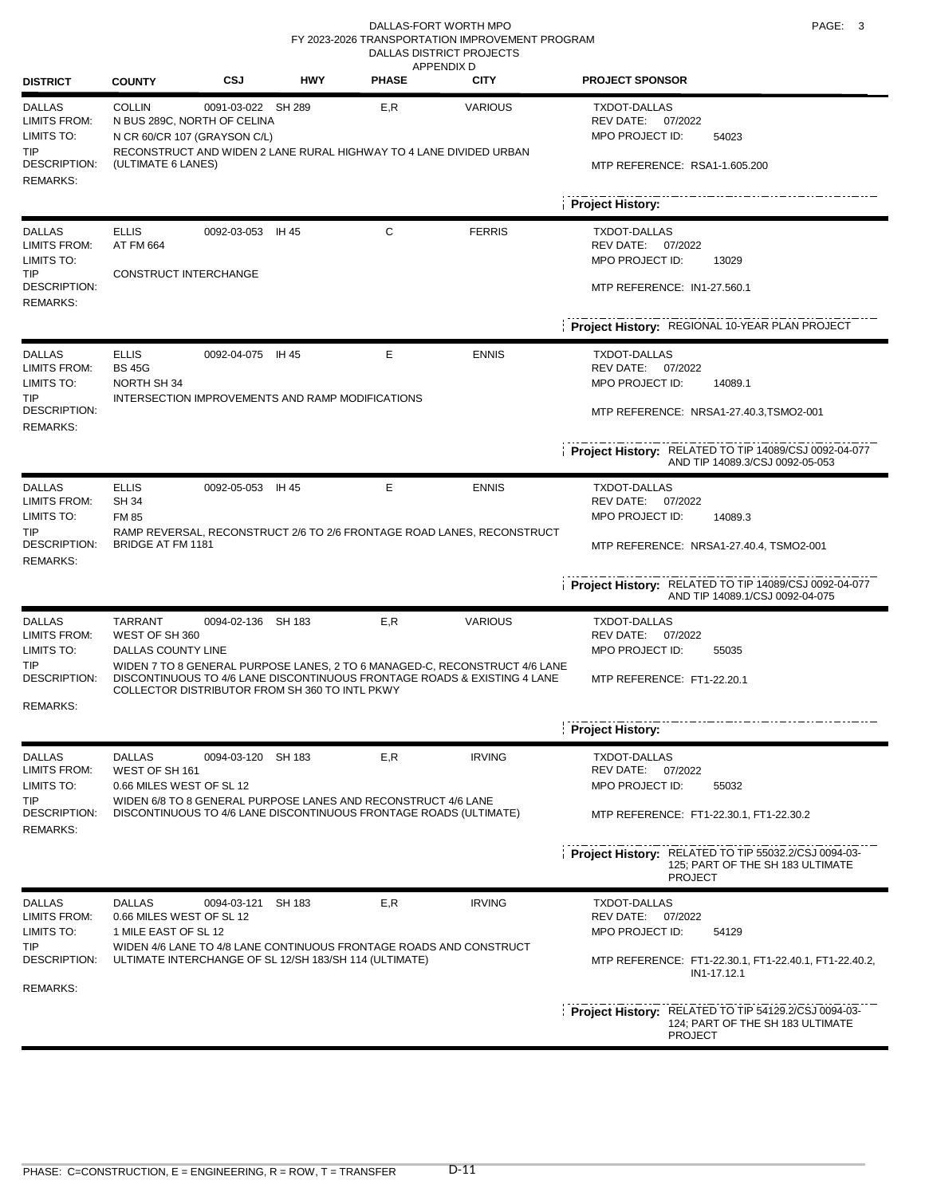DALLAS-FORT WORTH MPO
FY 2023-2026 TRANSPORTATION IMPROVEMENT PROGRAM
DALLAS DISTRICT PROJECTS
APPENDIX D

| DISTRICT | COUNTY | CSJ | HWY | PHASE | CITY | PROJECT SPONSOR |
|---|---|---|---|---|---|---|
| DALLAS | COLLIN | 0091-03-022 | SH 289 | E,R | VARIOUS | TXDOT-DALLAS |

LIMITS FROM: N BUS 289C, NORTH OF CELINA
LIMITS TO: N CR 60/CR 107 (GRAYSON C/L)
TIP DESCRIPTION: RECONSTRUCT AND WIDEN 2 LANE RURAL HIGHWAY TO 4 LANE DIVIDED URBAN (ULTIMATE 6 LANES)
REMARKS:
REV DATE: 07/2022
MPO PROJECT ID: 54023
MTP REFERENCE: RSA1-1.605.200
Project History:

---

| DISTRICT | COUNTY | CSJ | HWY | PHASE | CITY | PROJECT SPONSOR |
|---|---|---|---|---|---|---|
| DALLAS | ELLIS | 0092-03-053 | IH 45 | C | FERRIS | TXDOT-DALLAS |

LIMITS FROM: AT FM 664
LIMITS TO:
TIP DESCRIPTION: CONSTRUCT INTERCHANGE
REMARKS:
REV DATE: 07/2022
MPO PROJECT ID: 13029
MTP REFERENCE: IN1-27.560.1
Project History: REGIONAL 10-YEAR PLAN PROJECT

---

| DISTRICT | COUNTY | CSJ | HWY | PHASE | CITY | PROJECT SPONSOR |
|---|---|---|---|---|---|---|
| DALLAS | ELLIS | 0092-04-075 | IH 45 | E | ENNIS | TXDOT-DALLAS |

LIMITS FROM: BS 45G
LIMITS TO: NORTH SH 34
TIP DESCRIPTION: INTERSECTION IMPROVEMENTS AND RAMP MODIFICATIONS
REMARKS:
REV DATE: 07/2022
MPO PROJECT ID: 14089.1
MTP REFERENCE: NRSA1-27.40.3,TSMO2-001
Project History: RELATED TO TIP 14089/CSJ 0092-04-077 AND TIP 14089.3/CSJ 0092-05-053

---

| DISTRICT | COUNTY | CSJ | HWY | PHASE | CITY | PROJECT SPONSOR |
|---|---|---|---|---|---|---|
| DALLAS | ELLIS | 0092-05-053 | IH 45 | E | ENNIS | TXDOT-DALLAS |

LIMITS FROM: SH 34
LIMITS TO: FM 85
TIP DESCRIPTION: RAMP REVERSAL, RECONSTRUCT 2/6 TO 2/6 FRONTAGE ROAD LANES, RECONSTRUCT BRIDGE AT FM 1181
REMARKS:
REV DATE: 07/2022
MPO PROJECT ID: 14089.3
MTP REFERENCE: NRSA1-27.40.4, TSMO2-001
Project History: RELATED TO TIP 14089/CSJ 0092-04-077 AND TIP 14089.1/CSJ 0092-04-075

---

| DISTRICT | COUNTY | CSJ | HWY | PHASE | CITY | PROJECT SPONSOR |
|---|---|---|---|---|---|---|
| DALLAS | TARRANT | 0094-02-136 | SH 183 | E,R | VARIOUS | TXDOT-DALLAS |

LIMITS FROM: WEST OF SH 360
LIMITS TO: DALLAS COUNTY LINE
TIP DESCRIPTION: WIDEN 7 TO 8 GENERAL PURPOSE LANES, 2 TO 6 MANAGED-C, RECONSTRUCT 4/6 LANE DISCONTINUOUS TO 4/6 LANE DISCONTINUOUS FRONTAGE ROADS & EXISTING 4 LANE COLLECTOR DISTRIBUTOR FROM SH 360 TO INTL PKWY
REMARKS:
REV DATE: 07/2022
MPO PROJECT ID: 55035
MTP REFERENCE: FT1-22.20.1
Project History:

---

| DISTRICT | COUNTY | CSJ | HWY | PHASE | CITY | PROJECT SPONSOR |
|---|---|---|---|---|---|---|
| DALLAS | DALLAS | 0094-03-120 | SH 183 | E,R | IRVING | TXDOT-DALLAS |

LIMITS FROM: WEST OF SH 161
LIMITS TO: 0.66 MILES WEST OF SL 12
TIP DESCRIPTION: WIDEN 6/8 TO 8 GENERAL PURPOSE LANES AND RECONSTRUCT 4/6 LANE DISCONTINUOUS TO 4/6 LANE DISCONTINUOUS FRONTAGE ROADS (ULTIMATE)
REMARKS:
REV DATE: 07/2022
MPO PROJECT ID: 55032
MTP REFERENCE: FT1-22.30.1, FT1-22.30.2
Project History: RELATED TO TIP 55032.2/CSJ 0094-03-125; PART OF THE SH 183 ULTIMATE PROJECT

---

| DISTRICT | COUNTY | CSJ | HWY | PHASE | CITY | PROJECT SPONSOR |
|---|---|---|---|---|---|---|
| DALLAS | DALLAS | 0094-03-121 | SH 183 | E,R | IRVING | TXDOT-DALLAS |

LIMITS FROM: 0.66 MILES WEST OF SL 12
LIMITS TO: 1 MILE EAST OF SL 12
TIP DESCRIPTION: WIDEN 4/6 LANE TO 4/8 LANE CONTINUOUS FRONTAGE ROADS AND CONSTRUCT ULTIMATE INTERCHANGE OF SL 12/SH 183/SH 114 (ULTIMATE)
REMARKS:
REV DATE: 07/2022
MPO PROJECT ID: 54129
MTP REFERENCE: FT1-22.30.1, FT1-22.40.1, FT1-22.40.2, IN1-17.12.1
Project History: RELATED TO TIP 54129.2/CSJ 0094-03-124; PART OF THE SH 183 ULTIMATE PROJECT

---

PHASE: C=CONSTRUCTION, E = ENGINEERING, R = ROW, T = TRANSFER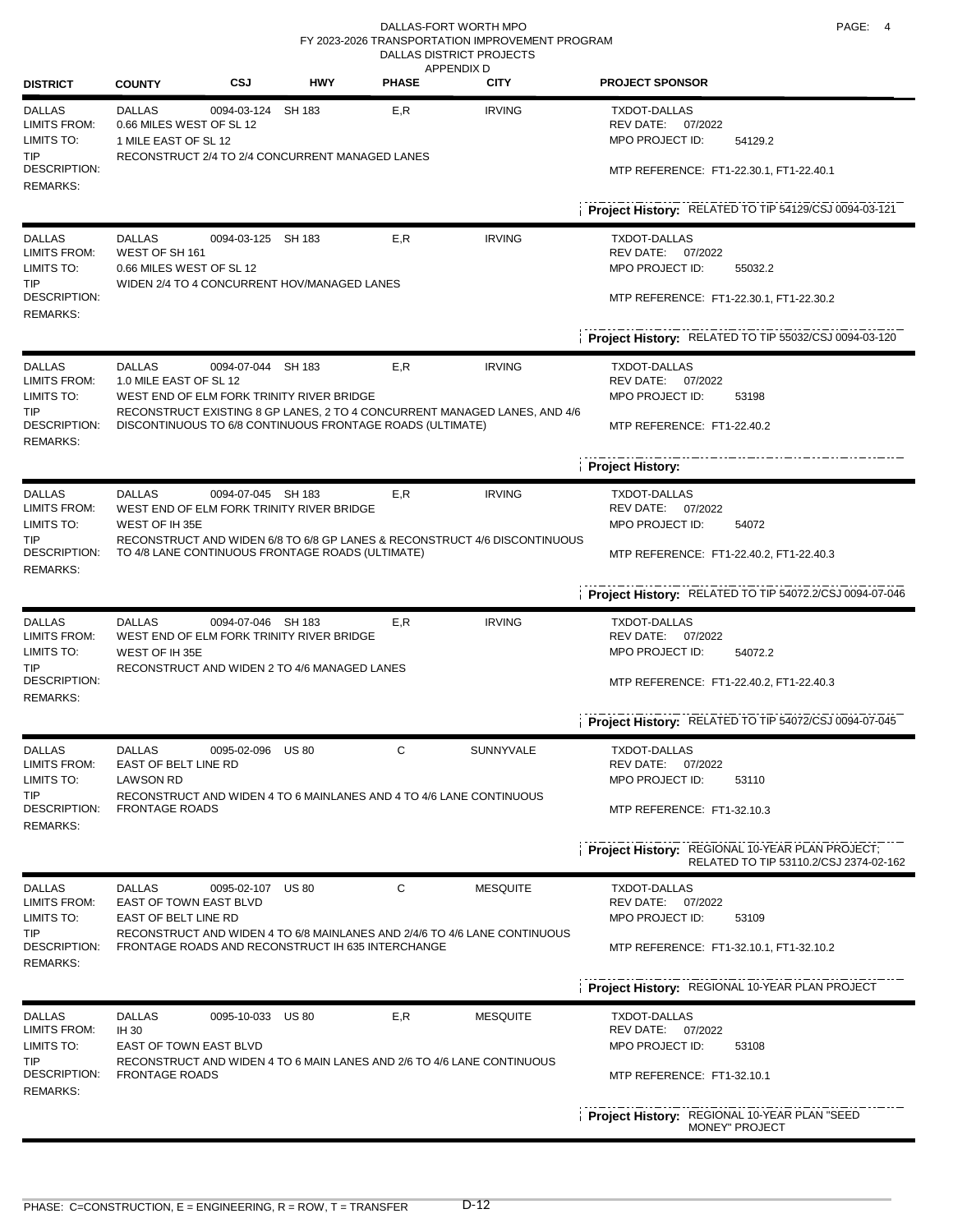DALLAS-FORT WORTH MPO
FY 2023-2026 TRANSPORTATION IMPROVEMENT PROGRAM
DALLAS DISTRICT PROJECTS
APPENDIX D

| DISTRICT | COUNTY | CSJ | HWY | PHASE | CITY | PROJECT SPONSOR |
|---|---|---|---|---|---|---|
| DALLAS | DALLAS | 0094-03-124 | SH 183 | E,R | IRVING | TXDOT-DALLAS |
| LIMITS FROM: | 0.66 MILES WEST OF SL 12 | | | | | REV DATE: 07/2022 |
| LIMITS TO: | 1 MILE EAST OF SL 12 | | | | | MPO PROJECT ID: 54129.2 |
| TIP DESCRIPTION: | RECONSTRUCT 2/4 TO 2/4 CONCURRENT MANAGED LANES | | | | | MTP REFERENCE: FT1-22.30.1, FT1-22.40.1 |
| REMARKS: | | | | | | |
| | | | | | | Project History: RELATED TO TIP 54129/CSJ 0094-03-121 |
| DALLAS | DALLAS | 0094-03-125 | SH 183 | E,R | IRVING | TXDOT-DALLAS |
| LIMITS FROM: | WEST OF SH 161 | | | | | REV DATE: 07/2022 |
| LIMITS TO: | 0.66 MILES WEST OF SL 12 | | | | | MPO PROJECT ID: 55032.2 |
| TIP DESCRIPTION: | WIDEN 2/4 TO 4 CONCURRENT HOV/MANAGED LANES | | | | | MTP REFERENCE: FT1-22.30.1, FT1-22.30.2 |
| REMARKS: | | | | | | |
| | | | | | | Project History: RELATED TO TIP 55032/CSJ 0094-03-120 |
| DALLAS | DALLAS | 0094-07-044 | SH 183 | E,R | IRVING | TXDOT-DALLAS |
| LIMITS FROM: | 1.0 MILE EAST OF SL 12 | | | | | REV DATE: 07/2022 |
| LIMITS TO: | WEST END OF ELM FORK TRINITY RIVER BRIDGE | | | | | MPO PROJECT ID: 53198 |
| TIP DESCRIPTION: | RECONSTRUCT EXISTING 8 GP LANES, 2 TO 4 CONCURRENT MANAGED LANES, AND 4/6 DISCONTINUOUS TO 6/8 CONTINUOUS FRONTAGE ROADS (ULTIMATE) | | | | | MTP REFERENCE: FT1-22.40.2 |
| REMARKS: | | | | | | |
| | | | | | | Project History: |
| DALLAS | DALLAS | 0094-07-045 | SH 183 | E,R | IRVING | TXDOT-DALLAS |
| LIMITS FROM: | WEST END OF ELM FORK TRINITY RIVER BRIDGE | | | | | REV DATE: 07/2022 |
| LIMITS TO: | WEST OF IH 35E | | | | | MPO PROJECT ID: 54072 |
| TIP DESCRIPTION: | RECONSTRUCT AND WIDEN 6/8 TO 6/8 GP LANES & RECONSTRUCT 4/6 DISCONTINUOUS TO 4/8 LANE CONTINUOUS FRONTAGE ROADS (ULTIMATE) | | | | | MTP REFERENCE: FT1-22.40.2, FT1-22.40.3 |
| REMARKS: | | | | | | |
| | | | | | | Project History: RELATED TO TIP 54072.2/CSJ 0094-07-046 |
| DALLAS | DALLAS | 0094-07-046 | SH 183 | E,R | IRVING | TXDOT-DALLAS |
| LIMITS FROM: | WEST END OF ELM FORK TRINITY RIVER BRIDGE | | | | | REV DATE: 07/2022 |
| LIMITS TO: | WEST OF IH 35E | | | | | MPO PROJECT ID: 54072.2 |
| TIP DESCRIPTION: | RECONSTRUCT AND WIDEN 2 TO 4/6 MANAGED LANES | | | | | MTP REFERENCE: FT1-22.40.2, FT1-22.40.3 |
| REMARKS: | | | | | | |
| | | | | | | Project History: RELATED TO TIP 54072/CSJ 0094-07-045 |
| DALLAS | DALLAS | 0095-02-096 | US 80 | C | SUNNYVALE | TXDOT-DALLAS |
| LIMITS FROM: | EAST OF BELT LINE RD | | | | | REV DATE: 07/2022 |
| LIMITS TO: | LAWSON RD | | | | | MPO PROJECT ID: 53110 |
| TIP DESCRIPTION: | RECONSTRUCT AND WIDEN 4 TO 6 MAINLANES AND 4 TO 4/6 LANE CONTINUOUS FRONTAGE ROADS | | | | | MTP REFERENCE: FT1-32.10.3 |
| REMARKS: | | | | | | |
| | | | | | | Project History: REGIONAL 10-YEAR PLAN PROJECT; RELATED TO TIP 53110.2/CSJ 2374-02-162 |
| DALLAS | DALLAS | 0095-02-107 | US 80 | C | MESQUITE | TXDOT-DALLAS |
| LIMITS FROM: | EAST OF TOWN EAST BLVD | | | | | REV DATE: 07/2022 |
| LIMITS TO: | EAST OF BELT LINE RD | | | | | MPO PROJECT ID: 53109 |
| TIP DESCRIPTION: | RECONSTRUCT AND WIDEN 4 TO 6/8 MAINLANES AND 2/4/6 TO 4/6 LANE CONTINUOUS FRONTAGE ROADS AND RECONSTRUCT IH 635 INTERCHANGE | | | | | MTP REFERENCE: FT1-32.10.1, FT1-32.10.2 |
| REMARKS: | | | | | | |
| | | | | | | Project History: REGIONAL 10-YEAR PLAN PROJECT |
| DALLAS | DALLAS | 0095-10-033 | US 80 | E,R | MESQUITE | TXDOT-DALLAS |
| LIMITS FROM: | IH 30 | | | | | REV DATE: 07/2022 |
| LIMITS TO: | EAST OF TOWN EAST BLVD | | | | | MPO PROJECT ID: 53108 |
| TIP DESCRIPTION: | RECONSTRUCT AND WIDEN 4 TO 6 MAIN LANES AND 2/6 TO 4/6 LANE CONTINUOUS FRONTAGE ROADS | | | | | MTP REFERENCE: FT1-32.10.1 |
| REMARKS: | | | | | | |
| | | | | | | Project History: REGIONAL 10-YEAR PLAN "SEED MONEY" PROJECT |

PHASE: C=CONSTRUCTION, E = ENGINEERING, R = ROW, T = TRANSFER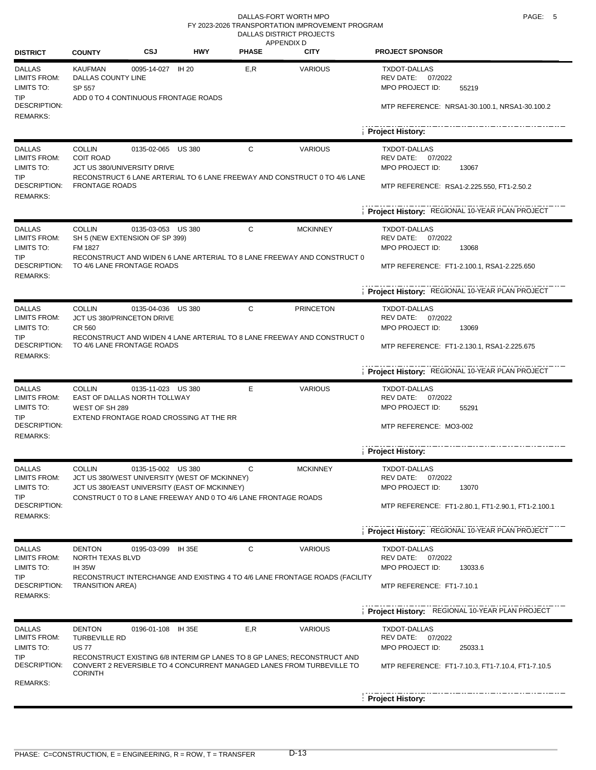# DALLAS-FORT WORTH MPO
## FY 2023-2026 TRANSPORTATION IMPROVEMENT PROGRAM
### DALLAS DISTRICT PROJECTS
#### APPENDIX D

| DISTRICT | COUNTY | CSJ | HWY | PHASE | CITY | PROJECT SPONSOR |
|---|---|---|---|---|---|---|
| DALLAS | KAUFMAN | 0095-14-027 | IH 20 | E,R | VARIOUS | TXDOT-DALLAS |

LIMITS FROM: DALLAS COUNTY LINE
LIMITS TO: SP 557
TIP DESCRIPTION: ADD 0 TO 4 CONTINUOUS FRONTAGE ROADS
REMARKS:

REV DATE: 07/2022
MPO PROJECT ID: 55219
MTP REFERENCE: NRSA1-30.100.1, NRSA1-30.100.2
**Project History:**

---

| DISTRICT | COUNTY | CSJ | HWY | PHASE | CITY | PROJECT SPONSOR |
|---|---|---|---|---|---|---|
| DALLAS | COLLIN | 0135-02-065 | US 380 | C | VARIOUS | TXDOT-DALLAS |

LIMITS FROM: COIT ROAD
LIMITS TO: JCT US 380/UNIVERSITY DRIVE
TIP DESCRIPTION: RECONSTRUCT 6 LANE ARTERIAL TO 6 LANE FREEWAY AND CONSTRUCT 0 TO 4/6 LANE FRONTAGE ROADS
REMARKS:

REV DATE: 07/2022
MPO PROJECT ID: 13067
MTP REFERENCE: RSA1-2.225.550, FT1-2.50.2
**Project History:** REGIONAL 10-YEAR PLAN PROJECT

---

| DISTRICT | COUNTY | CSJ | HWY | PHASE | CITY | PROJECT SPONSOR |
|---|---|---|---|---|---|---|
| DALLAS | COLLIN | 0135-03-053 | US 380 | C | MCKINNEY | TXDOT-DALLAS |

LIMITS FROM: SH 5 (NEW EXTENSION OF SP 399)
LIMITS TO: FM 1827
TIP DESCRIPTION: RECONSTRUCT AND WIDEN 6 LANE ARTERIAL TO 8 LANE FREEWAY AND CONSTRUCT 0 TO 4/6 LANE FRONTAGE ROADS
REMARKS:

REV DATE: 07/2022
MPO PROJECT ID: 13068
MTP REFERENCE: FT1-2.100.1, RSA1-2.225.650
**Project History:** REGIONAL 10-YEAR PLAN PROJECT

---

| DISTRICT | COUNTY | CSJ | HWY | PHASE | CITY | PROJECT SPONSOR |
|---|---|---|---|---|---|---|
| DALLAS | COLLIN | 0135-04-036 | US 380 | C | PRINCETON | TXDOT-DALLAS |

LIMITS FROM: JCT US 380/PRINCETON DRIVE
LIMITS TO: CR 560
TIP DESCRIPTION: RECONSTRUCT AND WIDEN 4 LANE ARTERIAL TO 8 LANE FREEWAY AND CONSTRUCT 0 TO 4/6 LANE FRONTAGE ROADS
REMARKS:

REV DATE: 07/2022
MPO PROJECT ID: 13069
MTP REFERENCE: FT1-2.130.1, RSA1-2.225.675
**Project History:** REGIONAL 10-YEAR PLAN PROJECT

---

| DISTRICT | COUNTY | CSJ | HWY | PHASE | CITY | PROJECT SPONSOR |
|---|---|---|---|---|---|---|
| DALLAS | COLLIN | 0135-11-023 | US 380 | E | VARIOUS | TXDOT-DALLAS |

LIMITS FROM: EAST OF DALLAS NORTH TOLLWAY
LIMITS TO: WEST OF SH 289
TIP DESCRIPTION: EXTEND FRONTAGE ROAD CROSSING AT THE RR
REMARKS:

REV DATE: 07/2022
MPO PROJECT ID: 55291
MTP REFERENCE: MO3-002
**Project History:**

---

| DISTRICT | COUNTY | CSJ | HWY | PHASE | CITY | PROJECT SPONSOR |
|---|---|---|---|---|---|---|
| DALLAS | COLLIN | 0135-15-002 | US 380 | C | MCKINNEY | TXDOT-DALLAS |

LIMITS FROM: JCT US 380/WEST UNIVERSITY (WEST OF MCKINNEY)
LIMITS TO: JCT US 380/EAST UNIVERSITY (EAST OF MCKINNEY)
TIP DESCRIPTION: CONSTRUCT 0 TO 8 LANE FREEWAY AND 0 TO 4/6 LANE FRONTAGE ROADS
REMARKS:

REV DATE: 07/2022
MPO PROJECT ID: 13070
MTP REFERENCE: FT1-2.80.1, FT1-2.90.1, FT1-2.100.1
**Project History:** REGIONAL 10-YEAR PLAN PROJECT

---

| DISTRICT | COUNTY | CSJ | HWY | PHASE | CITY | PROJECT SPONSOR |
|---|---|---|---|---|---|---|
| DALLAS | DENTON | 0195-03-099 | IH 35E | C | VARIOUS | TXDOT-DALLAS |

LIMITS FROM: NORTH TEXAS BLVD
LIMITS TO: IH 35W
TIP DESCRIPTION: RECONSTRUCT INTERCHANGE AND EXISTING 4 TO 4/6 LANE FRONTAGE ROADS (FACILITY TRANSITION AREA)
REMARKS:

REV DATE: 07/2022
MPO PROJECT ID: 13033.6
MTP REFERENCE: FT1-7.10.1
**Project History:** REGIONAL 10-YEAR PLAN PROJECT

---

| DISTRICT | COUNTY | CSJ | HWY | PHASE | CITY | PROJECT SPONSOR |
|---|---|---|---|---|---|---|
| DALLAS | DENTON | 0196-01-108 | IH 35E | E,R | VARIOUS | TXDOT-DALLAS |

LIMITS FROM: TURBEVILLE RD
LIMITS TO: US 77
TIP DESCRIPTION: RECONSTRUCT EXISTING 6/8 INTERIM GP LANES TO 8 GP LANES; RECONSTRUCT AND CONVERT 2 REVERSIBLE TO 4 CONCURRENT MANAGED LANES FROM TURBEVILLE TO CORINTH
REMARKS:

REV DATE: 07/2022
MPO PROJECT ID: 25033.1
MTP REFERENCE: FT1-7.10.3, FT1-7.10.4, FT1-7.10.5
**Project History:**

---

PHASE: C=CONSTRUCTION, E = ENGINEERING, R = ROW, T = TRANSFER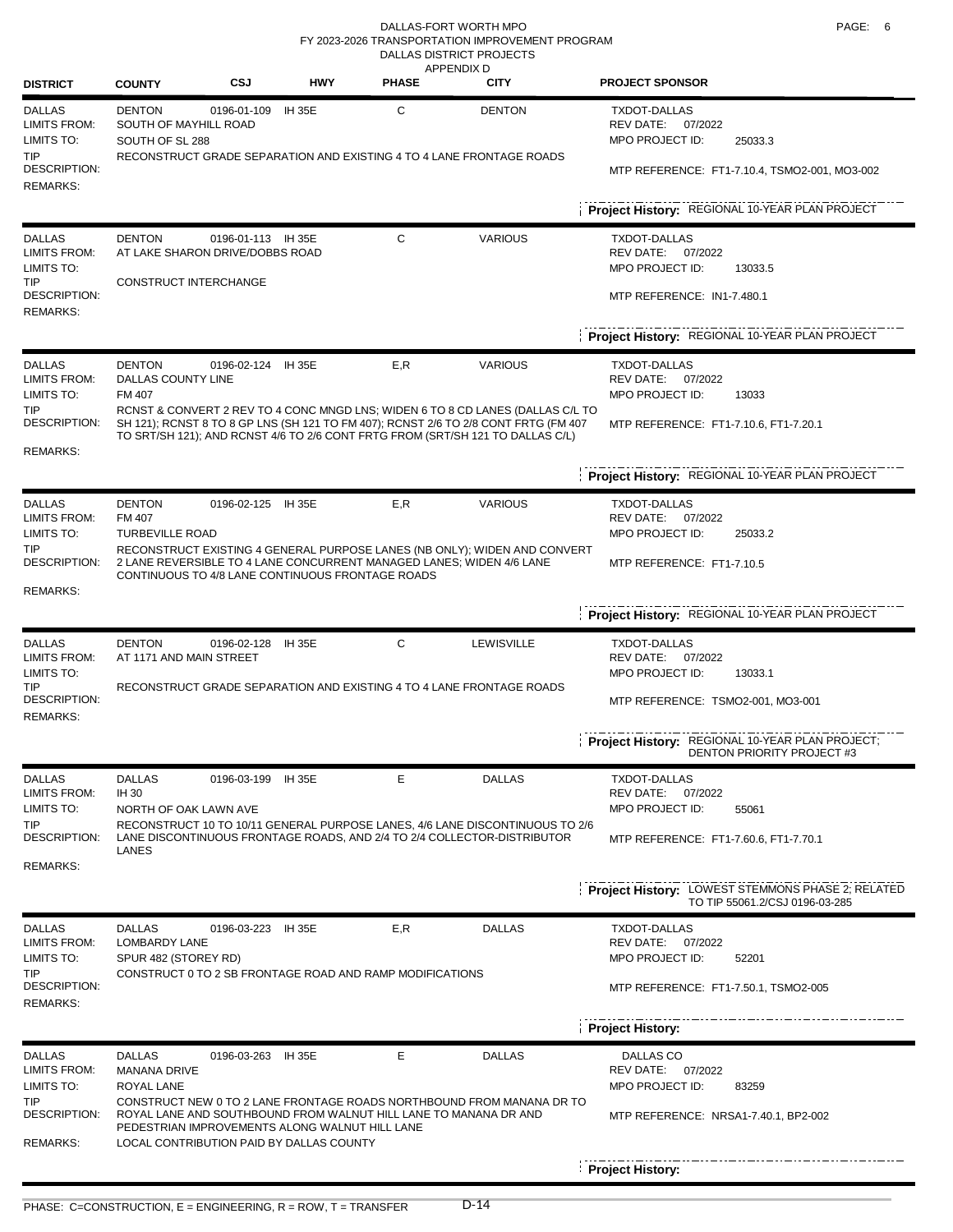DALLAS-FORT WORTH MPO
FY 2023-2026 TRANSPORTATION IMPROVEMENT PROGRAM
DALLAS DISTRICT PROJECTS
APPENDIX D

| DISTRICT | COUNTY | CSJ | HWY | PHASE | CITY | PROJECT SPONSOR |
|---|---|---|---|---|---|---|
| DALLAS | DENTON | 0196-01-109 | IH 35E | C | DENTON | TXDOT-DALLAS |
| LIMITS FROM: | SOUTH OF MAYHILL ROAD | | | | | REV DATE: 07/2022 |
| LIMITS TO: | SOUTH OF SL 288 | | | | | MPO PROJECT ID: 25033.3 |
| TIP DESCRIPTION: | RECONSTRUCT GRADE SEPARATION AND EXISTING 4 TO 4 LANE FRONTAGE ROADS | | | | | MTP REFERENCE: FT1-7.10.4, TSMO2-001, MO3-002 |
| REMARKS: | | | | | | |
| | | | | | | **Project History:** REGIONAL 10-YEAR PLAN PROJECT |
| DALLAS | DENTON | 0196-01-113 | IH 35E | C | VARIOUS | TXDOT-DALLAS |
| LIMITS FROM: | AT LAKE SHARON DRIVE/DOBBS ROAD | | | | | REV DATE: 07/2022 |
| LIMITS TO: | | | | | | MPO PROJECT ID: 13033.5 |
| TIP DESCRIPTION: | CONSTRUCT INTERCHANGE | | | | | MTP REFERENCE: IN1-7.480.1 |
| REMARKS: | | | | | | |
| | | | | | | **Project History:** REGIONAL 10-YEAR PLAN PROJECT |
| DALLAS | DENTON | 0196-02-124 | IH 35E | E,R | VARIOUS | TXDOT-DALLAS |
| LIMITS FROM: | DALLAS COUNTY LINE | | | | | REV DATE: 07/2022 |
| LIMITS TO: | FM 407 | | | | | MPO PROJECT ID: 13033 |
| TIP DESCRIPTION: | RCNST & CONVERT 2 REV TO 4 CONC MNGD LNS; WIDEN 6 TO 8 CD LANES (DALLAS C/L TO SH 121); RCNST 8 TO 8 GP LNS (SH 121 TO FM 407); RCNST 2/6 TO 2/8 CONT FRTG (FM 407 TO SRT/SH 121); AND RCNST 4/6 TO 2/6 CONT FRTG FROM (SRT/SH 121 TO DALLAS C/L) | | | | | MTP REFERENCE: FT1-7.10.6, FT1-7.20.1 |
| REMARKS: | | | | | | |
| | | | | | | **Project History:** REGIONAL 10-YEAR PLAN PROJECT |
| DALLAS | DENTON | 0196-02-125 | IH 35E | E,R | VARIOUS | TXDOT-DALLAS |
| LIMITS FROM: | FM 407 | | | | | REV DATE: 07/2022 |
| LIMITS TO: | TURBEVILLE ROAD | | | | | MPO PROJECT ID: 25033.2 |
| TIP DESCRIPTION: | RECONSTRUCT EXISTING 4 GENERAL PURPOSE LANES (NB ONLY); WIDEN AND CONVERT 2 LANE REVERSIBLE TO 4 LANE CONCURRENT MANAGED LANES; WIDEN 4/6 LANE CONTINUOUS TO 4/8 LANE CONTINUOUS FRONTAGE ROADS | | | | | MTP REFERENCE: FT1-7.10.5 |
| REMARKS: | | | | | | |
| | | | | | | **Project History:** REGIONAL 10-YEAR PLAN PROJECT |
| DALLAS | DENTON | 0196-02-128 | IH 35E | C | LEWISVILLE | TXDOT-DALLAS |
| LIMITS FROM: | AT 1171 AND MAIN STREET | | | | | REV DATE: 07/2022 |
| LIMITS TO: | | | | | | MPO PROJECT ID: 13033.1 |
| TIP DESCRIPTION: | RECONSTRUCT GRADE SEPARATION AND EXISTING 4 TO 4 LANE FRONTAGE ROADS | | | | | MTP REFERENCE: TSMO2-001, MO3-001 |
| REMARKS: | | | | | | |
| | | | | | | **Project History:** REGIONAL 10-YEAR PLAN PROJECT; DENTON PRIORITY PROJECT #3 |
| DALLAS | DALLAS | 0196-03-199 | IH 35E | E | DALLAS | TXDOT-DALLAS |
| LIMITS FROM: | IH 30 | | | | | REV DATE: 07/2022 |
| LIMITS TO: | NORTH OF OAK LAWN AVE | | | | | MPO PROJECT ID: 55061 |
| TIP DESCRIPTION: | RECONSTRUCT 10 TO 10/11 GENERAL PURPOSE LANES, 4/6 LANE DISCONTINUOUS TO 2/6 LANE DISCONTINUOUS FRONTAGE ROADS, AND 2/4 TO 2/4 COLLECTOR-DISTRIBUTOR LANES | | | | | MTP REFERENCE: FT1-7.60.6, FT1-7.70.1 |
| REMARKS: | | | | | | |
| | | | | | | **Project History:** LOWEST STEMMONS PHASE 2; RELATED TO TIP 55061.2/CSJ 0196-03-285 |
| DALLAS | DALLAS | 0196-03-223 | IH 35E | E,R | DALLAS | TXDOT-DALLAS |
| LIMITS FROM: | LOMBARDY LANE | | | | | REV DATE: 07/2022 |
| LIMITS TO: | SPUR 482 (STOREY RD) | | | | | MPO PROJECT ID: 52201 |
| TIP DESCRIPTION: | CONSTRUCT 0 TO 2 SB FRONTAGE ROAD AND RAMP MODIFICATIONS | | | | | MTP REFERENCE: FT1-7.50.1, TSMO2-005 |
| REMARKS: | | | | | | |
| | | | | | | **Project History:** |
| DALLAS | DALLAS | 0196-03-263 | IH 35E | E | DALLAS | DALLAS CO |
| LIMITS FROM: | MANANA DRIVE | | | | | REV DATE: 07/2022 |
| LIMITS TO: | ROYAL LANE | | | | | MPO PROJECT ID: 83259 |
| TIP DESCRIPTION: | CONSTRUCT NEW 0 TO 2 LANE FRONTAGE ROADS NORTHBOUND FROM MANANA DR TO ROYAL LANE AND SOUTHBOUND FROM WALNUT HILL LANE TO MANANA DR AND PEDESTRIAN IMPROVEMENTS ALONG WALNUT HILL LANE | | | | | MTP REFERENCE: NRSA1-7.40.1, BP2-002 |
| REMARKS: | LOCAL CONTRIBUTION PAID BY DALLAS COUNTY | | | | | |
| | | | | | | **Project History:** |

PHASE: C=CONSTRUCTION, E = ENGINEERING, R = ROW, T = TRANSFER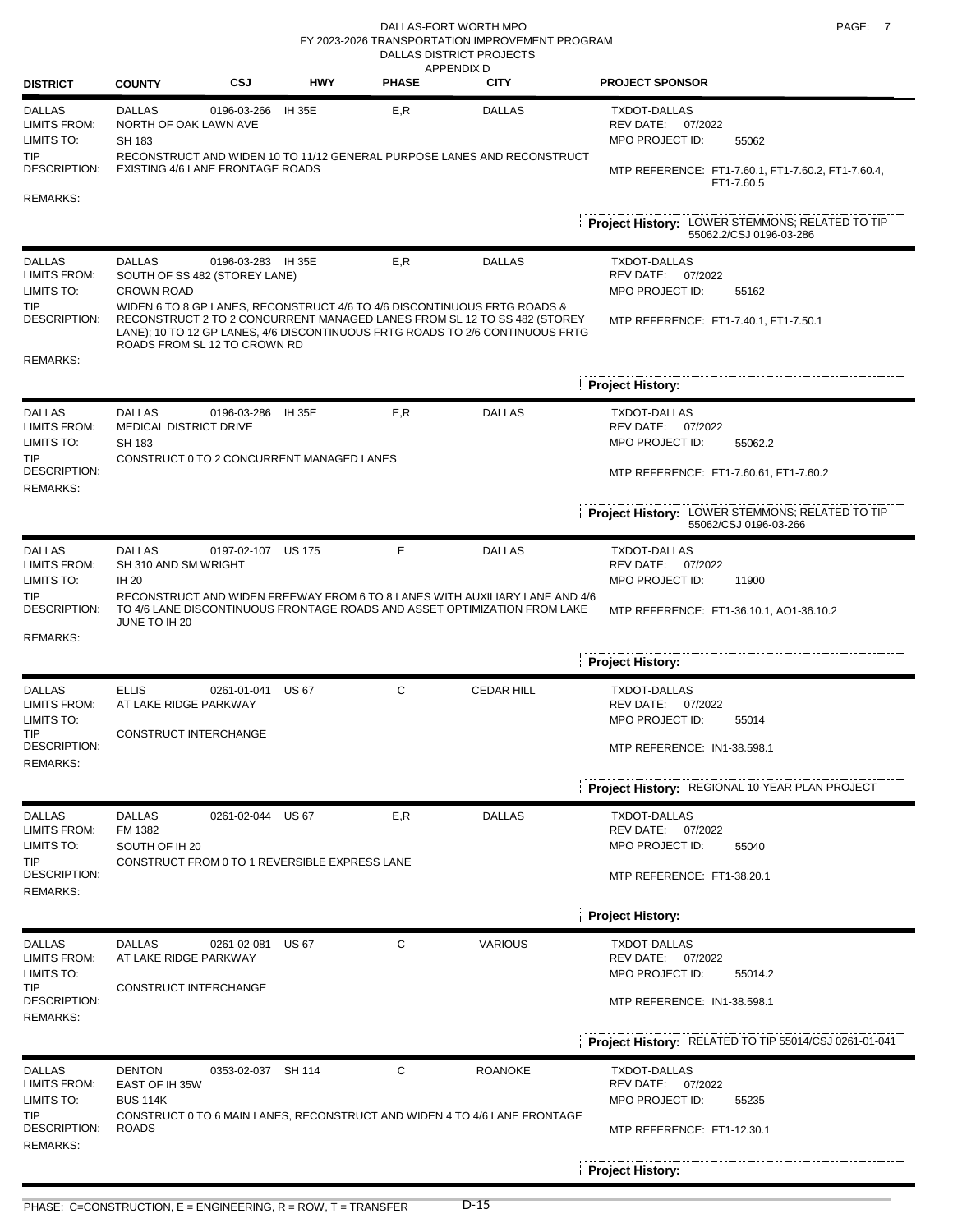# DALLAS-FORT WORTH MPO
## FY 2023-2026 TRANSPORTATION IMPROVEMENT PROGRAM
### DALLAS DISTRICT PROJECTS
### APPENDIX D

| DISTRICT | COUNTY | CSJ | HWY | PHASE | CITY | PROJECT SPONSOR |
|---|---|---|---|---|---|---|
| DALLAS | DALLAS | 0196-03-266 | IH 35E | E,R | DALLAS | TXDOT-DALLAS |

- LIMITS FROM: NORTH OF OAK LAWN AVE
- LIMITS TO: SH 183
- TIP DESCRIPTION: RECONSTRUCT AND WIDEN 10 TO 11/12 GENERAL PURPOSE LANES AND RECONSTRUCT EXISTING 4/6 LANE FRONTAGE ROADS
- REMARKS:
- REV DATE: 07/2022
- MPO PROJECT ID: 55062
- MTP REFERENCE: FT1-7.60.1, FT1-7.60.2, FT1-7.60.4, FT1-7.60.5
- **Project History:** LOWER STEMMONS; RELATED TO TIP 55062.2/CSJ 0196-03-286

---

| DISTRICT | COUNTY | CSJ | HWY | PHASE | CITY | PROJECT SPONSOR |
|---|---|---|---|---|---|---|
| DALLAS | DALLAS | 0196-03-283 | IH 35E | E,R | DALLAS | TXDOT-DALLAS |

- LIMITS FROM: SOUTH OF SS 482 (STOREY LANE)
- LIMITS TO: CROWN ROAD
- TIP DESCRIPTION: WIDEN 6 TO 8 GP LANES, RECONSTRUCT 4/6 TO 4/6 DISCONTINUOUS FRTG ROADS & RECONSTRUCT 2 TO 2 CONCURRENT MANAGED LANES FROM SL 12 TO SS 482 (STOREY LANE); 10 TO 12 GP LANES, 4/6 DISCONTINUOUS FRTG ROADS TO 2/6 CONTINUOUS FRTG ROADS FROM SL 12 TO CROWN RD
- REMARKS:
- REV DATE: 07/2022
- MPO PROJECT ID: 55162
- MTP REFERENCE: FT1-7.40.1, FT1-7.50.1
- **Project History:**

---

| DISTRICT | COUNTY | CSJ | HWY | PHASE | CITY | PROJECT SPONSOR |
|---|---|---|---|---|---|---|
| DALLAS | DALLAS | 0196-03-286 | IH 35E | E,R | DALLAS | TXDOT-DALLAS |

- LIMITS FROM: MEDICAL DISTRICT DRIVE
- LIMITS TO: SH 183
- TIP DESCRIPTION: CONSTRUCT 0 TO 2 CONCURRENT MANAGED LANES
- REMARKS:
- REV DATE: 07/2022
- MPO PROJECT ID: 55062.2
- MTP REFERENCE: FT1-7.60.61, FT1-7.60.2
- **Project History:** LOWER STEMMONS; RELATED TO TIP 55062/CSJ 0196-03-266

---

| DISTRICT | COUNTY | CSJ | HWY | PHASE | CITY | PROJECT SPONSOR |
|---|---|---|---|---|---|---|
| DALLAS | DALLAS | 0197-02-107 | US 175 | E | DALLAS | TXDOT-DALLAS |

- LIMITS FROM: SH 310 AND SM WRIGHT
- LIMITS TO: IH 20
- TIP DESCRIPTION: RECONSTRUCT AND WIDEN FREEWAY FROM 6 TO 8 LANES WITH AUXILIARY LANE AND 4/6 TO 4/6 LANE DISCONTINUOUS FRONTAGE ROADS AND ASSET OPTIMIZATION FROM LAKE JUNE TO IH 20
- REMARKS:
- REV DATE: 07/2022
- MPO PROJECT ID: 11900
- MTP REFERENCE: FT1-36.10.1, AO1-36.10.2
- **Project History:**

---

| DISTRICT | COUNTY | CSJ | HWY | PHASE | CITY | PROJECT SPONSOR |
|---|---|---|---|---|---|---|
| DALLAS | ELLIS | 0261-01-041 | US 67 | C | CEDAR HILL | TXDOT-DALLAS |

- LIMITS FROM: AT LAKE RIDGE PARKWAY
- LIMITS TO:
- TIP DESCRIPTION: CONSTRUCT INTERCHANGE
- REMARKS:
- REV DATE: 07/2022
- MPO PROJECT ID: 55014
- MTP REFERENCE: IN1-38.598.1
- **Project History:** REGIONAL 10-YEAR PLAN PROJECT

---

| DISTRICT | COUNTY | CSJ | HWY | PHASE | CITY | PROJECT SPONSOR |
|---|---|---|---|---|---|---|
| DALLAS | DALLAS | 0261-02-044 | US 67 | E,R | DALLAS | TXDOT-DALLAS |

- LIMITS FROM: FM 1382
- LIMITS TO: SOUTH OF IH 20
- TIP DESCRIPTION: CONSTRUCT FROM 0 TO 1 REVERSIBLE EXPRESS LANE
- REMARKS:
- REV DATE: 07/2022
- MPO PROJECT ID: 55040
- MTP REFERENCE: FT1-38.20.1
- **Project History:**

---

| DISTRICT | COUNTY | CSJ | HWY | PHASE | CITY | PROJECT SPONSOR |
|---|---|---|---|---|---|---|
| DALLAS | DALLAS | 0261-02-081 | US 67 | C | VARIOUS | TXDOT-DALLAS |

- LIMITS FROM: AT LAKE RIDGE PARKWAY
- LIMITS TO:
- TIP DESCRIPTION: CONSTRUCT INTERCHANGE
- REMARKS:
- REV DATE: 07/2022
- MPO PROJECT ID: 55014.2
- MTP REFERENCE: IN1-38.598.1
- **Project History:** RELATED TO TIP 55014/CSJ 0261-01-041

---

| DISTRICT | COUNTY | CSJ | HWY | PHASE | CITY | PROJECT SPONSOR |
|---|---|---|---|---|---|---|
| DALLAS | DENTON | 0353-02-037 | SH 114 | C | ROANOKE | TXDOT-DALLAS |

- LIMITS FROM: EAST OF IH 35W
- LIMITS TO: BUS 114K
- TIP DESCRIPTION: CONSTRUCT 0 TO 6 MAIN LANES, RECONSTRUCT AND WIDEN 4 TO 4/6 LANE FRONTAGE ROADS
- REMARKS:
- REV DATE: 07/2022
- MPO PROJECT ID: 55235
- MTP REFERENCE: FT1-12.30.1
- **Project History:**

---

PHASE: C=CONSTRUCTION, E = ENGINEERING, R = ROW, T = TRANSFER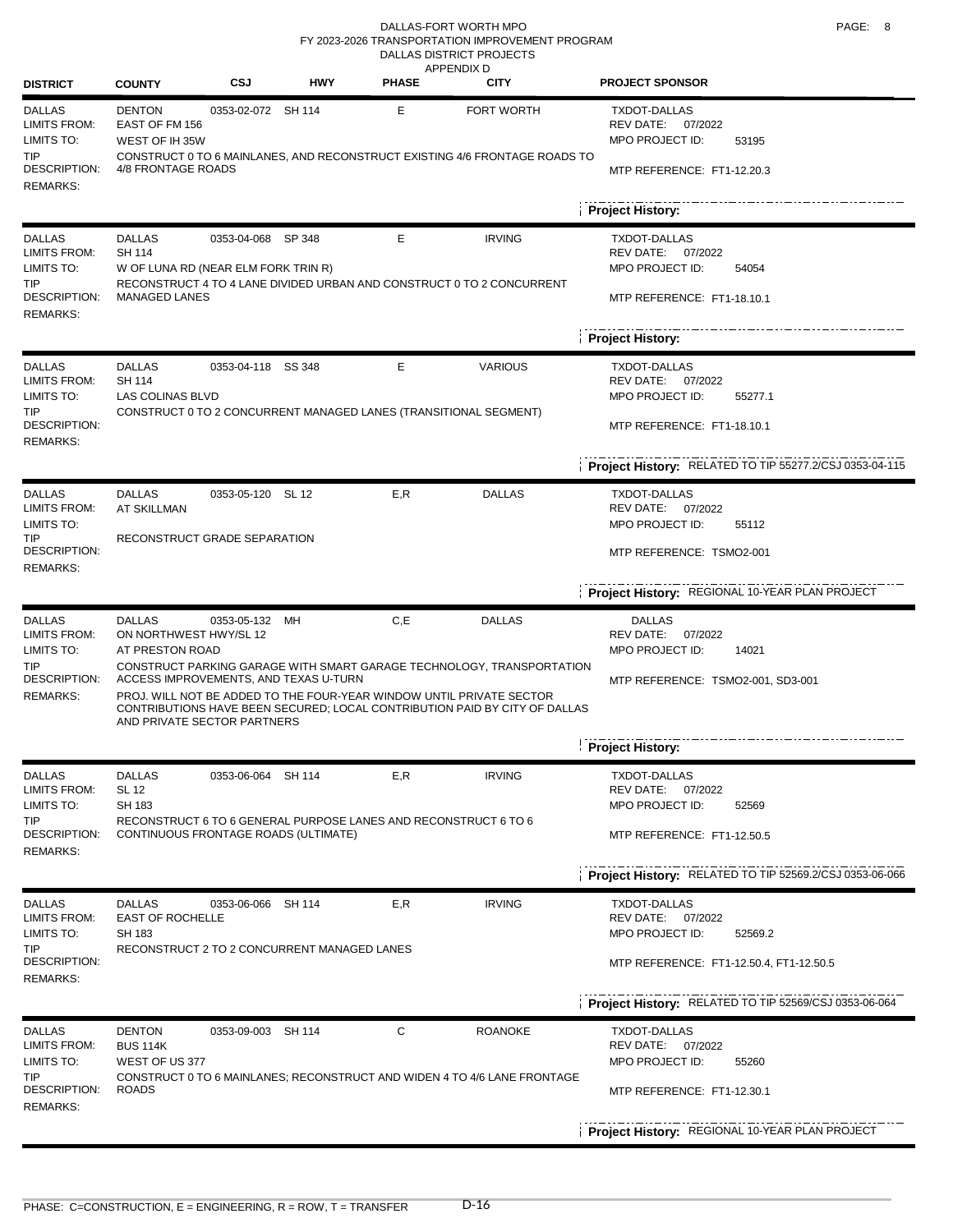DALLAS-FORT WORTH MPO
FY 2023-2026 TRANSPORTATION IMPROVEMENT PROGRAM
DALLAS DISTRICT PROJECTS
APPENDIX D

| DISTRICT | COUNTY | CSJ | HWY | PHASE | CITY | PROJECT SPONSOR |
|---|---|---|---|---|---|---|
| DALLAS | DENTON | 0353-02-072 | SH 114 | E | FORT WORTH | TXDOT-DALLAS |

- LIMITS FROM: EAST OF FM 156
- LIMITS TO: WEST OF IH 35W
- TIP DESCRIPTION: CONSTRUCT 0 TO 6 MAINLANES, AND RECONSTRUCT EXISTING 4/6 FRONTAGE ROADS TO 4/8 FRONTAGE ROADS
- REMARKS:
- REV DATE: 07/2022
- MPO PROJECT ID: 53195
- MTP REFERENCE: FT1-12.20.3
- Project History:

---

| DISTRICT | COUNTY | CSJ | HWY | PHASE | CITY | PROJECT SPONSOR |
|---|---|---|---|---|---|---|
| DALLAS | DALLAS | 0353-04-068 | SP 348 | E | IRVING | TXDOT-DALLAS |

- LIMITS FROM: SH 114
- LIMITS TO: W OF LUNA RD (NEAR ELM FORK TRIN R)
- TIP DESCRIPTION: RECONSTRUCT 4 TO 4 LANE DIVIDED URBAN AND CONSTRUCT 0 TO 2 CONCURRENT MANAGED LANES
- REMARKS:
- REV DATE: 07/2022
- MPO PROJECT ID: 54054
- MTP REFERENCE: FT1-18.10.1
- Project History:

---

| DISTRICT | COUNTY | CSJ | HWY | PHASE | CITY | PROJECT SPONSOR |
|---|---|---|---|---|---|---|
| DALLAS | DALLAS | 0353-04-118 | SS 348 | E | VARIOUS | TXDOT-DALLAS |

- LIMITS FROM: SH 114
- LIMITS TO: LAS COLINAS BLVD
- TIP DESCRIPTION: CONSTRUCT 0 TO 2 CONCURRENT MANAGED LANES (TRANSITIONAL SEGMENT)
- REMARKS:
- REV DATE: 07/2022
- MPO PROJECT ID: 55277.1
- MTP REFERENCE: FT1-18.10.1
- Project History: RELATED TO TIP 55277.2/CSJ 0353-04-115

---

| DISTRICT | COUNTY | CSJ | HWY | PHASE | CITY | PROJECT SPONSOR |
|---|---|---|---|---|---|---|
| DALLAS | DALLAS | 0353-05-120 | SL 12 | E,R | DALLAS | TXDOT-DALLAS |

- LIMITS FROM: AT SKILLMAN
- LIMITS TO:
- TIP DESCRIPTION: RECONSTRUCT GRADE SEPARATION
- REMARKS:
- REV DATE: 07/2022
- MPO PROJECT ID: 55112
- MTP REFERENCE: TSMO2-001
- Project History: REGIONAL 10-YEAR PLAN PROJECT

---

| DISTRICT | COUNTY | CSJ | HWY | PHASE | CITY | PROJECT SPONSOR |
|---|---|---|---|---|---|---|
| DALLAS | DALLAS | 0353-05-132 | MH | C,E | DALLAS | DALLAS |

- LIMITS FROM: ON NORTHWEST HWY/SL 12
- LIMITS TO: AT PRESTON ROAD
- TIP DESCRIPTION: CONSTRUCT PARKING GARAGE WITH SMART GARAGE TECHNOLOGY, TRANSPORTATION ACCESS IMPROVEMENTS, AND TEXAS U-TURN
- REMARKS: PROJ. WILL NOT BE ADDED TO THE FOUR-YEAR WINDOW UNTIL PRIVATE SECTOR CONTRIBUTIONS HAVE BEEN SECURED; LOCAL CONTRIBUTION PAID BY CITY OF DALLAS AND PRIVATE SECTOR PARTNERS
- REV DATE: 07/2022
- MPO PROJECT ID: 14021
- MTP REFERENCE: TSMO2-001, SD3-001
- Project History:

---

| DISTRICT | COUNTY | CSJ | HWY | PHASE | CITY | PROJECT SPONSOR |
|---|---|---|---|---|---|---|
| DALLAS | DALLAS | 0353-06-064 | SH 114 | E,R | IRVING | TXDOT-DALLAS |

- LIMITS FROM: SL 12
- LIMITS TO: SH 183
- TIP DESCRIPTION: RECONSTRUCT 6 TO 6 GENERAL PURPOSE LANES AND RECONSTRUCT 6 TO 6 CONTINUOUS FRONTAGE ROADS (ULTIMATE)
- REMARKS:
- REV DATE: 07/2022
- MPO PROJECT ID: 52569
- MTP REFERENCE: FT1-12.50.5
- Project History: RELATED TO TIP 52569.2/CSJ 0353-06-066

---

| DISTRICT | COUNTY | CSJ | HWY | PHASE | CITY | PROJECT SPONSOR |
|---|---|---|---|---|---|---|
| DALLAS | DALLAS | 0353-06-066 | SH 114 | E,R | IRVING | TXDOT-DALLAS |

- LIMITS FROM: EAST OF ROCHELLE
- LIMITS TO: SH 183
- TIP DESCRIPTION: RECONSTRUCT 2 TO 2 CONCURRENT MANAGED LANES
- REMARKS:
- REV DATE: 07/2022
- MPO PROJECT ID: 52569.2
- MTP REFERENCE: FT1-12.50.4, FT1-12.50.5
- Project History: RELATED TO TIP 52569/CSJ 0353-06-064

---

| DISTRICT | COUNTY | CSJ | HWY | PHASE | CITY | PROJECT SPONSOR |
|---|---|---|---|---|---|---|
| DALLAS | DENTON | 0353-09-003 | SH 114 | C | ROANOKE | TXDOT-DALLAS |

- LIMITS FROM: BUS 114K
- LIMITS TO: WEST OF US 377
- TIP DESCRIPTION: CONSTRUCT 0 TO 6 MAINLANES; RECONSTRUCT AND WIDEN 4 TO 4/6 LANE FRONTAGE ROADS
- REMARKS:
- REV DATE: 07/2022
- MPO PROJECT ID: 55260
- MTP REFERENCE: FT1-12.30.1
- Project History: REGIONAL 10-YEAR PLAN PROJECT

---

PHASE: C=CONSTRUCTION, E = ENGINEERING, R = ROW, T = TRANSFER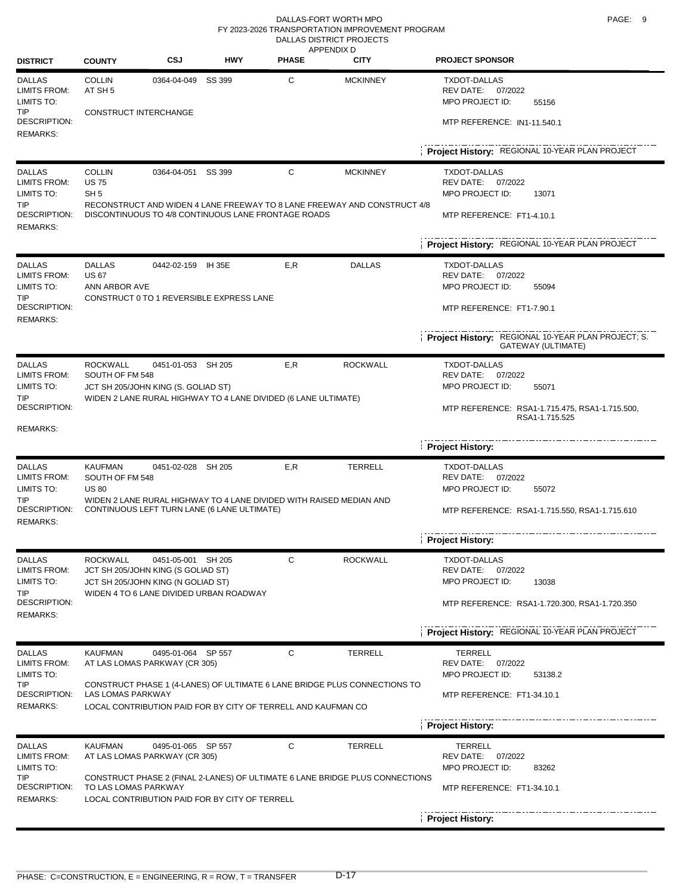DALLAS-FORT WORTH MPO
FY 2023-2026 TRANSPORTATION IMPROVEMENT PROGRAM
DALLAS DISTRICT PROJECTS
APPENDIX D

| DISTRICT | COUNTY | CSJ | HWY | PHASE | CITY | PROJECT SPONSOR |
|---|---|---|---|---|---|---|
| DALLAS | COLLIN | 0364-04-049 | SS 399 | C | MCKINNEY | TXDOT-DALLAS |
| LIMITS FROM: | AT SH 5 | | | | | REV DATE: 07/2022 |
| LIMITS TO: | | | | | | MPO PROJECT ID: 55156 |
| TIP DESCRIPTION: | CONSTRUCT INTERCHANGE | | | | | MTP REFERENCE: IN1-11.540.1 |
| REMARKS: | | | | | | |
| | | | | | | **Project History:** REGIONAL 10-YEAR PLAN PROJECT |
| DALLAS | COLLIN | 0364-04-051 | SS 399 | C | MCKINNEY | TXDOT-DALLAS |
| LIMITS FROM: | US 75 | | | | | REV DATE: 07/2022 |
| LIMITS TO: | SH 5 | | | | | MPO PROJECT ID: 13071 |
| TIP DESCRIPTION: | RECONSTRUCT AND WIDEN 4 LANE FREEWAY TO 8 LANE FREEWAY AND CONSTRUCT 4/8 DISCONTINUOUS TO 4/8 CONTINUOUS LANE FRONTAGE ROADS | | | | | MTP REFERENCE: FT1-4.10.1 |
| REMARKS: | | | | | | |
| | | | | | | **Project History:** REGIONAL 10-YEAR PLAN PROJECT |
| DALLAS | DALLAS | 0442-02-159 | IH 35E | E,R | DALLAS | TXDOT-DALLAS |
| LIMITS FROM: | US 67 | | | | | REV DATE: 07/2022 |
| LIMITS TO: | ANN ARBOR AVE | | | | | MPO PROJECT ID: 55094 |
| TIP DESCRIPTION: | CONSTRUCT 0 TO 1 REVERSIBLE EXPRESS LANE | | | | | MTP REFERENCE: FT1-7.90.1 |
| REMARKS: | | | | | | |
| | | | | | | **Project History:** REGIONAL 10-YEAR PLAN PROJECT; S. GATEWAY (ULTIMATE) |
| DALLAS | ROCKWALL | 0451-01-053 | SH 205 | E,R | ROCKWALL | TXDOT-DALLAS |
| LIMITS FROM: | SOUTH OF FM 548 | | | | | REV DATE: 07/2022 |
| LIMITS TO: | JCT SH 205/JOHN KING (S. GOLIAD ST) | | | | | MPO PROJECT ID: 55071 |
| TIP DESCRIPTION: | WIDEN 2 LANE RURAL HIGHWAY TO 4 LANE DIVIDED (6 LANE ULTIMATE) | | | | | MTP REFERENCE: RSA1-1.715.475, RSA1-1.715.500, RSA1-1.715.525 |
| REMARKS: | | | | | | |
| | | | | | | **Project History:** |
| DALLAS | KAUFMAN | 0451-02-028 | SH 205 | E,R | TERRELL | TXDOT-DALLAS |
| LIMITS FROM: | SOUTH OF FM 548 | | | | | REV DATE: 07/2022 |
| LIMITS TO: | US 80 | | | | | MPO PROJECT ID: 55072 |
| TIP DESCRIPTION: | WIDEN 2 LANE RURAL HIGHWAY TO 4 LANE DIVIDED WITH RAISED MEDIAN AND CONTINUOUS LEFT TURN LANE (6 LANE ULTIMATE) | | | | | MTP REFERENCE: RSA1-1.715.550, RSA1-1.715.610 |
| REMARKS: | | | | | | |
| | | | | | | **Project History:** |
| DALLAS | ROCKWALL | 0451-05-001 | SH 205 | C | ROCKWALL | TXDOT-DALLAS |
| LIMITS FROM: | JCT SH 205/JOHN KING (S GOLIAD ST) | | | | | REV DATE: 07/2022 |
| LIMITS TO: | JCT SH 205/JOHN KING (N GOLIAD ST) | | | | | MPO PROJECT ID: 13038 |
| TIP DESCRIPTION: | WIDEN 4 TO 6 LANE DIVIDED URBAN ROADWAY | | | | | MTP REFERENCE: RSA1-1.720.300, RSA1-1.720.350 |
| REMARKS: | | | | | | |
| | | | | | | **Project History:** REGIONAL 10-YEAR PLAN PROJECT |
| DALLAS | KAUFMAN | 0495-01-064 | SP 557 | C | TERRELL | TERRELL |
| LIMITS FROM: | AT LAS LOMAS PARKWAY (CR 305) | | | | | REV DATE: 07/2022 |
| LIMITS TO: | | | | | | MPO PROJECT ID: 53138.2 |
| TIP DESCRIPTION: | CONSTRUCT PHASE 1 (4-LANES) OF ULTIMATE 6 LANE BRIDGE PLUS CONNECTIONS TO LAS LOMAS PARKWAY | | | | | MTP REFERENCE: FT1-34.10.1 |
| REMARKS: | LOCAL CONTRIBUTION PAID FOR BY CITY OF TERRELL AND KAUFMAN CO | | | | | |
| | | | | | | **Project History:** |
| DALLAS | KAUFMAN | 0495-01-065 | SP 557 | C | TERRELL | TERRELL |
| LIMITS FROM: | AT LAS LOMAS PARKWAY (CR 305) | | | | | REV DATE: 07/2022 |
| LIMITS TO: | | | | | | MPO PROJECT ID: 83262 |
| TIP DESCRIPTION: | CONSTRUCT PHASE 2 (FINAL 2-LANES) OF ULTIMATE 6 LANE BRIDGE PLUS CONNECTIONS TO LAS LOMAS PARKWAY | | | | | MTP REFERENCE: FT1-34.10.1 |
| REMARKS: | LOCAL CONTRIBUTION PAID FOR BY CITY OF TERRELL | | | | | |
| | | | | | | **Project History:** |

PHASE: C=CONSTRUCTION, E = ENGINEERING, R = ROW, T = TRANSFER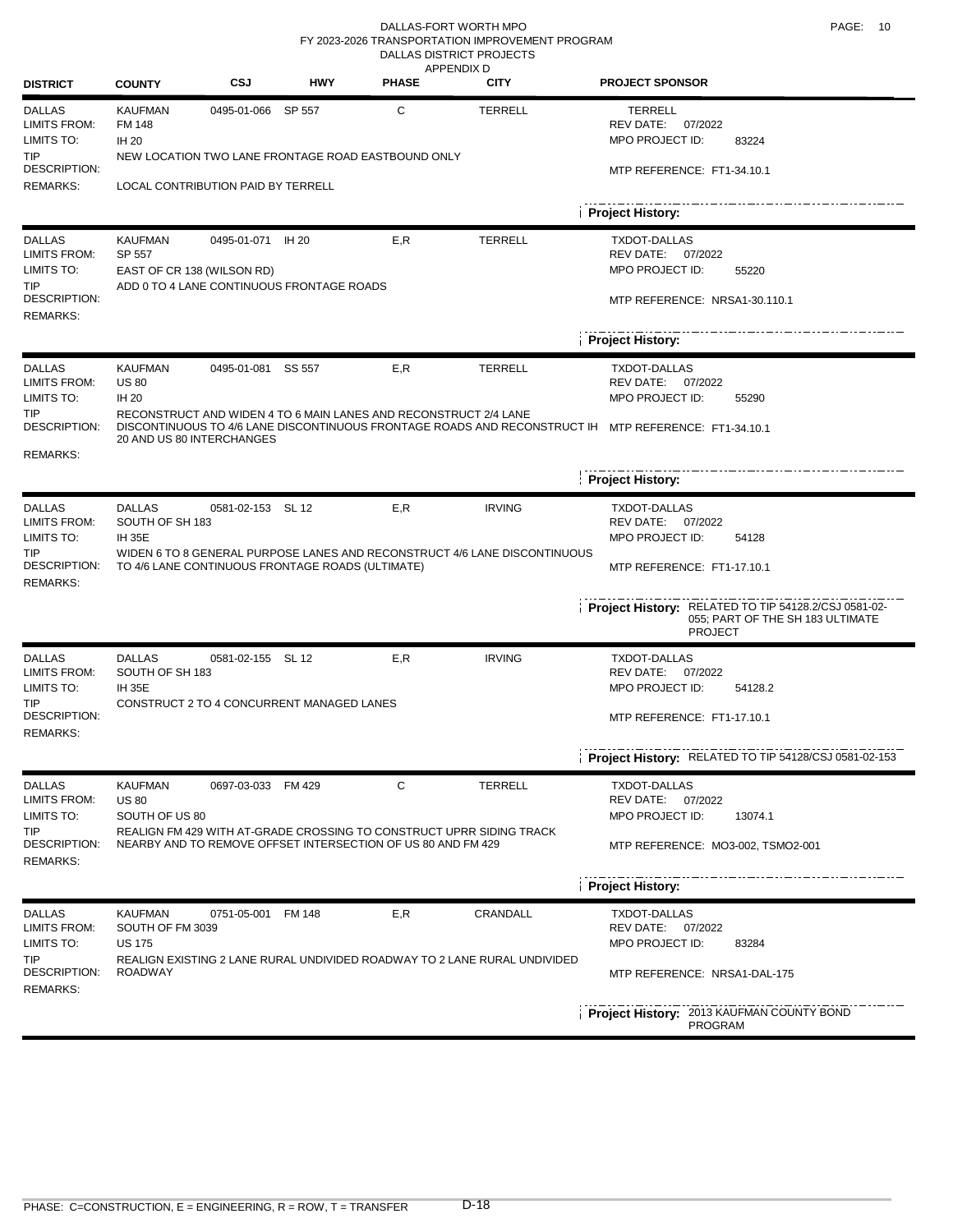DALLAS-FORT WORTH MPO
FY 2023-2026 TRANSPORTATION IMPROVEMENT PROGRAM
DALLAS DISTRICT PROJECTS
APPENDIX D

| DISTRICT | COUNTY | CSJ | HWY | PHASE | CITY | PROJECT SPONSOR |
|---|---|---|---|---|---|---|
| DALLAS | KAUFMAN | 0495-01-066 | SP 557 | C | TERRELL | TERRELL |

LIMITS FROM: FM 148
LIMITS TO: IH 20
TIP DESCRIPTION: NEW LOCATION TWO LANE FRONTAGE ROAD EASTBOUND ONLY
REMARKS: LOCAL CONTRIBUTION PAID BY TERRELL
REV DATE: 07/2022
MPO PROJECT ID: 83224
MTP REFERENCE: FT1-34.10.1
Project History:

---

| DISTRICT | COUNTY | CSJ | HWY | PHASE | CITY | PROJECT SPONSOR |
|---|---|---|---|---|---|---|
| DALLAS | KAUFMAN | 0495-01-071 | IH 20 | E,R | TERRELL | TXDOT-DALLAS |

LIMITS FROM: SP 557
LIMITS TO: EAST OF CR 138 (WILSON RD)
TIP DESCRIPTION: ADD 0 TO 4 LANE CONTINUOUS FRONTAGE ROADS
REMARKS:
REV DATE: 07/2022
MPO PROJECT ID: 55220
MTP REFERENCE: NRSA1-30.110.1
Project History:

---

| DISTRICT | COUNTY | CSJ | HWY | PHASE | CITY | PROJECT SPONSOR |
|---|---|---|---|---|---|---|
| DALLAS | KAUFMAN | 0495-01-081 | SS 557 | E,R | TERRELL | TXDOT-DALLAS |

LIMITS FROM: US 80
LIMITS TO: IH 20
TIP DESCRIPTION: RECONSTRUCT AND WIDEN 4 TO 6 MAIN LANES AND RECONSTRUCT 2/4 LANE DISCONTINUOUS TO 4/6 LANE DISCONTINUOUS FRONTAGE ROADS AND RECONSTRUCT IH 20 AND US 80 INTERCHANGES
REMARKS:
REV DATE: 07/2022
MPO PROJECT ID: 55290
MTP REFERENCE: FT1-34.10.1
Project History:

---

| DISTRICT | COUNTY | CSJ | HWY | PHASE | CITY | PROJECT SPONSOR |
|---|---|---|---|---|---|---|
| DALLAS | DALLAS | 0581-02-153 | SL 12 | E,R | IRVING | TXDOT-DALLAS |

LIMITS FROM: SOUTH OF SH 183
LIMITS TO: IH 35E
TIP DESCRIPTION: WIDEN 6 TO 8 GENERAL PURPOSE LANES AND RECONSTRUCT 4/6 LANE DISCONTINUOUS TO 4/6 LANE CONTINUOUS FRONTAGE ROADS (ULTIMATE)
REMARKS:
REV DATE: 07/2022
MPO PROJECT ID: 54128
MTP REFERENCE: FT1-17.10.1
Project History: RELATED TO TIP 54128.2/CSJ 0581-02-055; PART OF THE SH 183 ULTIMATE PROJECT

---

| DISTRICT | COUNTY | CSJ | HWY | PHASE | CITY | PROJECT SPONSOR |
|---|---|---|---|---|---|---|
| DALLAS | DALLAS | 0581-02-155 | SL 12 | E,R | IRVING | TXDOT-DALLAS |

LIMITS FROM: SOUTH OF SH 183
LIMITS TO: IH 35E
TIP DESCRIPTION: CONSTRUCT 2 TO 4 CONCURRENT MANAGED LANES
REMARKS:
REV DATE: 07/2022
MPO PROJECT ID: 54128.2
MTP REFERENCE: FT1-17.10.1
Project History: RELATED TO TIP 54128/CSJ 0581-02-153

---

| DISTRICT | COUNTY | CSJ | HWY | PHASE | CITY | PROJECT SPONSOR |
|---|---|---|---|---|---|---|
| DALLAS | KAUFMAN | 0697-03-033 | FM 429 | C | TERRELL | TXDOT-DALLAS |

LIMITS FROM: US 80
LIMITS TO: SOUTH OF US 80
TIP DESCRIPTION: REALIGN FM 429 WITH AT-GRADE CROSSING TO CONSTRUCT UPRR SIDING TRACK NEARBY AND TO REMOVE OFFSET INTERSECTION OF US 80 AND FM 429
REMARKS:
REV DATE: 07/2022
MPO PROJECT ID: 13074.1
MTP REFERENCE: MO3-002, TSMO2-001
Project History:

---

| DISTRICT | COUNTY | CSJ | HWY | PHASE | CITY | PROJECT SPONSOR |
|---|---|---|---|---|---|---|
| DALLAS | KAUFMAN | 0751-05-001 | FM 148 | E,R | CRANDALL | TXDOT-DALLAS |

LIMITS FROM: SOUTH OF FM 3039
LIMITS TO: US 175
TIP DESCRIPTION: REALIGN EXISTING 2 LANE RURAL UNDIVIDED ROADWAY TO 2 LANE RURAL UNDIVIDED ROADWAY
REMARKS:
REV DATE: 07/2022
MPO PROJECT ID: 83284
MTP REFERENCE: NRSA1-DAL-175
Project History: 2013 KAUFMAN COUNTY BOND PROGRAM

---

PHASE: C=CONSTRUCTION, E = ENGINEERING, R = ROW, T = TRANSFER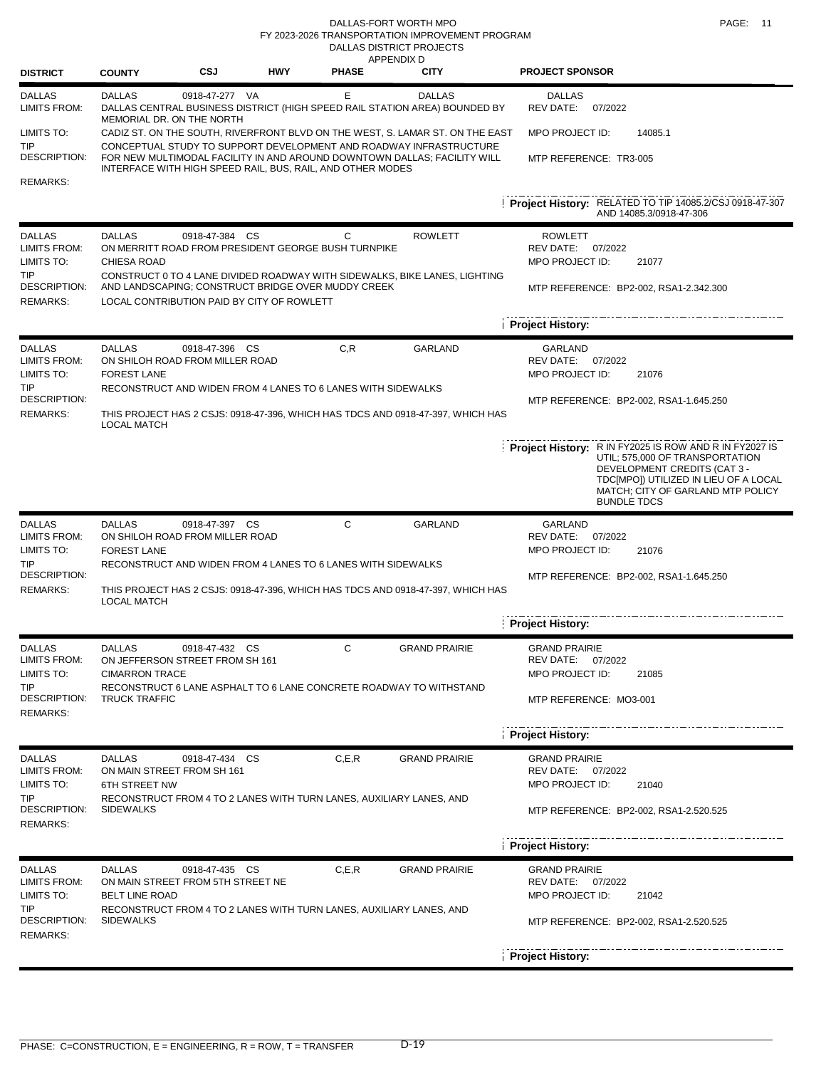DALLAS-FORT WORTH MPO
FY 2023-2026 TRANSPORTATION IMPROVEMENT PROGRAM
DALLAS DISTRICT PROJECTS
APPENDIX D

| DISTRICT | COUNTY | CSJ | HWY | PHASE | CITY | PROJECT SPONSOR |
|---|---|---|---|---|---|---|

---

**DALLAS** | DALLAS | 0918-47-277 | VA | E | DALLAS | DALLAS

- **LIMITS FROM:** DALLAS CENTRAL BUSINESS DISTRICT (HIGH SPEED RAIL STATION AREA) BOUNDED BY MEMORIAL DR. ON THE NORTH
- **LIMITS TO:** CADIZ ST. ON THE SOUTH, RIVERFRONT BLVD ON THE WEST, S. LAMAR ST. ON THE EAST
- **TIP DESCRIPTION:** CONCEPTUAL STUDY TO SUPPORT DEVELOPMENT AND ROADWAY INFRASTRUCTURE FOR NEW MULTIMODAL FACILITY IN AND AROUND DOWNTOWN DALLAS; FACILITY WILL INTERFACE WITH HIGH SPEED RAIL, BUS, RAIL, AND OTHER MODES
- **REMARKS:**
- REV DATE: 07/2022
- MPO PROJECT ID: 14085.1
- MTP REFERENCE: TR3-005
- **Project History:** RELATED TO TIP 14085.2/CSJ 0918-47-307 AND 14085.3/0918-47-306

---

**DALLAS** | DALLAS | 0918-47-384 | CS | C | ROWLETT | ROWLETT

- **LIMITS FROM:** ON MERRITT ROAD FROM PRESIDENT GEORGE BUSH TURNPIKE
- **LIMITS TO:** CHIESA ROAD
- **TIP DESCRIPTION:** CONSTRUCT 0 TO 4 LANE DIVIDED ROADWAY WITH SIDEWALKS, BIKE LANES, LIGHTING AND LANDSCAPING; CONSTRUCT BRIDGE OVER MUDDY CREEK
- **REMARKS:** LOCAL CONTRIBUTION PAID BY CITY OF ROWLETT
- REV DATE: 07/2022
- MPO PROJECT ID: 21077
- MTP REFERENCE: BP2-002, RSA1-2.342.300
- **Project History:**

---

**DALLAS** | DALLAS | 0918-47-396 | CS | C,R | GARLAND | GARLAND

- **LIMITS FROM:** ON SHILOH ROAD FROM MILLER ROAD
- **LIMITS TO:** FOREST LANE
- **TIP DESCRIPTION:** RECONSTRUCT AND WIDEN FROM 4 LANES TO 6 LANES WITH SIDEWALKS
- **REMARKS:** THIS PROJECT HAS 2 CSJS: 0918-47-396, WHICH HAS TDCS AND 0918-47-397, WHICH HAS LOCAL MATCH
- REV DATE: 07/2022
- MPO PROJECT ID: 21076
- MTP REFERENCE: BP2-002, RSA1-1.645.250
- **Project History:** R IN FY2025 IS ROW AND R IN FY2027 IS UTIL; 575,000 OF TRANSPORTATION DEVELOPMENT CREDITS (CAT 3 - TDC[MPO]) UTILIZED IN LIEU OF A LOCAL MATCH; CITY OF GARLAND MTP POLICY BUNDLE TDCS

---

**DALLAS** | DALLAS | 0918-47-397 | CS | C | GARLAND | GARLAND

- **LIMITS FROM:** ON SHILOH ROAD FROM MILLER ROAD
- **LIMITS TO:** FOREST LANE
- **TIP DESCRIPTION:** RECONSTRUCT AND WIDEN FROM 4 LANES TO 6 LANES WITH SIDEWALKS
- **REMARKS:** THIS PROJECT HAS 2 CSJS: 0918-47-396, WHICH HAS TDCS AND 0918-47-397, WHICH HAS LOCAL MATCH
- REV DATE: 07/2022
- MPO PROJECT ID: 21076
- MTP REFERENCE: BP2-002, RSA1-1.645.250
- **Project History:**

---

**DALLAS** | DALLAS | 0918-47-432 | CS | C | GRAND PRAIRIE | GRAND PRAIRIE

- **LIMITS FROM:** ON JEFFERSON STREET FROM SH 161
- **LIMITS TO:** CIMARRON TRACE
- **TIP DESCRIPTION:** RECONSTRUCT 6 LANE ASPHALT TO 6 LANE CONCRETE ROADWAY TO WITHSTAND TRUCK TRAFFIC
- **REMARKS:**
- REV DATE: 07/2022
- MPO PROJECT ID: 21085
- MTP REFERENCE: MO3-001
- **Project History:**

---

**DALLAS** | DALLAS | 0918-47-434 | CS | C,E,R | GRAND PRAIRIE | GRAND PRAIRIE

- **LIMITS FROM:** ON MAIN STREET FROM SH 161
- **LIMITS TO:** 6TH STREET NW
- **TIP DESCRIPTION:** RECONSTRUCT FROM 4 TO 2 LANES WITH TURN LANES, AUXILIARY LANES, AND SIDEWALKS
- **REMARKS:**
- REV DATE: 07/2022
- MPO PROJECT ID: 21040
- MTP REFERENCE: BP2-002, RSA1-2.520.525
- **Project History:**

---

**DALLAS** | DALLAS | 0918-47-435 | CS | C,E,R | GRAND PRAIRIE | GRAND PRAIRIE

- **LIMITS FROM:** ON MAIN STREET FROM 5TH STREET NE
- **LIMITS TO:** BELT LINE ROAD
- **TIP DESCRIPTION:** RECONSTRUCT FROM 4 TO 2 LANES WITH TURN LANES, AUXILIARY LANES, AND SIDEWALKS
- **REMARKS:**
- REV DATE: 07/2022
- MPO PROJECT ID: 21042
- MTP REFERENCE: BP2-002, RSA1-2.520.525
- **Project History:**

---

PHASE: C=CONSTRUCTION, E = ENGINEERING, R = ROW, T = TRANSFER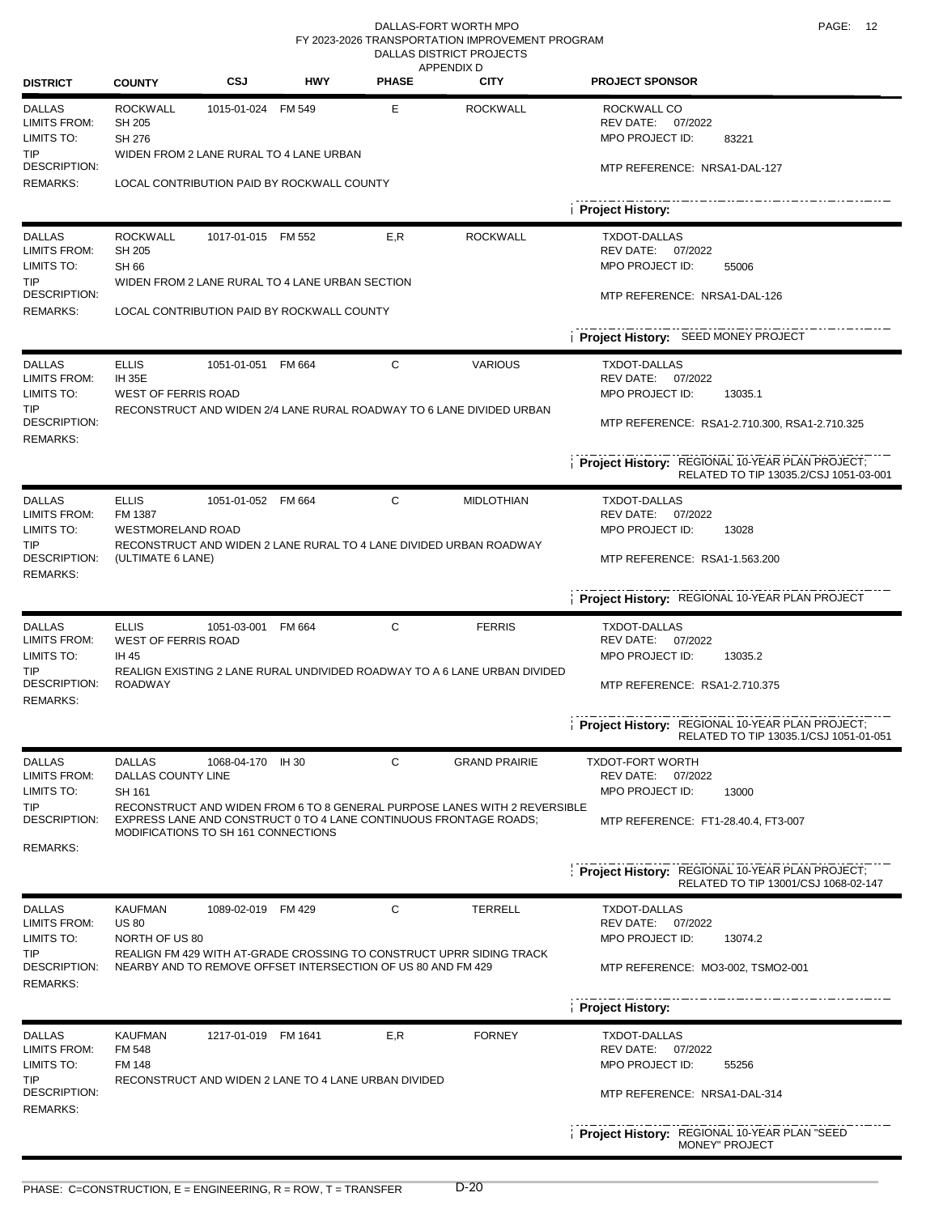DALLAS-FORT WORTH MPO
FY 2023-2026 TRANSPORTATION IMPROVEMENT PROGRAM
DALLAS DISTRICT PROJECTS
APPENDIX D

| DISTRICT | COUNTY | CSJ | HWY | PHASE | CITY | PROJECT SPONSOR |
|---|---|---|---|---|---|---|
| DALLAS | ROCKWALL | 1015-01-024 | FM 549 | E | ROCKWALL | ROCKWALL CO |

LIMITS FROM: SH 205
LIMITS TO: SH 276
TIP DESCRIPTION: WIDEN FROM 2 LANE RURAL TO 4 LANE URBAN
REMARKS: LOCAL CONTRIBUTION PAID BY ROCKWALL COUNTY

REV DATE: 07/2022
MPO PROJECT ID: 83221
MTP REFERENCE: NRSA1-DAL-127

Project History:

---

| DISTRICT | COUNTY | CSJ | HWY | PHASE | CITY | PROJECT SPONSOR |
|---|---|---|---|---|---|---|
| DALLAS | ROCKWALL | 1017-01-015 | FM 552 | E,R | ROCKWALL | TXDOT-DALLAS |

LIMITS FROM: SH 205
LIMITS TO: SH 66
TIP DESCRIPTION: WIDEN FROM 2 LANE RURAL TO 4 LANE URBAN SECTION
REMARKS: LOCAL CONTRIBUTION PAID BY ROCKWALL COUNTY

REV DATE: 07/2022
MPO PROJECT ID: 55006
MTP REFERENCE: NRSA1-DAL-126

Project History: SEED MONEY PROJECT

---

| DISTRICT | COUNTY | CSJ | HWY | PHASE | CITY | PROJECT SPONSOR |
|---|---|---|---|---|---|---|
| DALLAS | ELLIS | 1051-01-051 | FM 664 | C | VARIOUS | TXDOT-DALLAS |

LIMITS FROM: IH 35E
LIMITS TO: WEST OF FERRIS ROAD
TIP DESCRIPTION: RECONSTRUCT AND WIDEN 2/4 LANE RURAL ROADWAY TO 6 LANE DIVIDED URBAN
REMARKS:

REV DATE: 07/2022
MPO PROJECT ID: 13035.1
MTP REFERENCE: RSA1-2.710.300, RSA1-2.710.325

Project History: REGIONAL 10-YEAR PLAN PROJECT; RELATED TO TIP 13035.2/CSJ 1051-03-001

---

| DISTRICT | COUNTY | CSJ | HWY | PHASE | CITY | PROJECT SPONSOR |
|---|---|---|---|---|---|---|
| DALLAS | ELLIS | 1051-01-052 | FM 664 | C | MIDLOTHIAN | TXDOT-DALLAS |

LIMITS FROM: FM 1387
LIMITS TO: WESTMORELAND ROAD
TIP DESCRIPTION: RECONSTRUCT AND WIDEN 2 LANE RURAL TO 4 LANE DIVIDED URBAN ROADWAY (ULTIMATE 6 LANE)
REMARKS:

REV DATE: 07/2022
MPO PROJECT ID: 13028
MTP REFERENCE: RSA1-1.563.200

Project History: REGIONAL 10-YEAR PLAN PROJECT

---

| DISTRICT | COUNTY | CSJ | HWY | PHASE | CITY | PROJECT SPONSOR |
|---|---|---|---|---|---|---|
| DALLAS | ELLIS | 1051-03-001 | FM 664 | C | FERRIS | TXDOT-DALLAS |

LIMITS FROM: WEST OF FERRIS ROAD
LIMITS TO: IH 45
TIP DESCRIPTION: REALIGN EXISTING 2 LANE RURAL UNDIVIDED ROADWAY TO A 6 LANE URBAN DIVIDED ROADWAY
REMARKS:

REV DATE: 07/2022
MPO PROJECT ID: 13035.2
MTP REFERENCE: RSA1-2.710.375

Project History: REGIONAL 10-YEAR PLAN PROJECT; RELATED TO TIP 13035.1/CSJ 1051-01-051

---

| DISTRICT | COUNTY | CSJ | HWY | PHASE | CITY | PROJECT SPONSOR |
|---|---|---|---|---|---|---|
| DALLAS | DALLAS | 1068-04-170 | IH 30 | C | GRAND PRAIRIE | TXDOT-FORT WORTH |

LIMITS FROM: DALLAS COUNTY LINE
LIMITS TO: SH 161
TIP DESCRIPTION: RECONSTRUCT AND WIDEN FROM 6 TO 8 GENERAL PURPOSE LANES WITH 2 REVERSIBLE EXPRESS LANE AND CONSTRUCT 0 TO 4 LANE CONTINUOUS FRONTAGE ROADS; MODIFICATIONS TO SH 161 CONNECTIONS
REMARKS:

REV DATE: 07/2022
MPO PROJECT ID: 13000
MTP REFERENCE: FT1-28.40.4, FT3-007

Project History: REGIONAL 10-YEAR PLAN PROJECT; RELATED TO TIP 13001/CSJ 1068-02-147

---

| DISTRICT | COUNTY | CSJ | HWY | PHASE | CITY | PROJECT SPONSOR |
|---|---|---|---|---|---|---|
| DALLAS | KAUFMAN | 1089-02-019 | FM 429 | C | TERRELL | TXDOT-DALLAS |

LIMITS FROM: US 80
LIMITS TO: NORTH OF US 80
TIP DESCRIPTION: REALIGN FM 429 WITH AT-GRADE CROSSING TO CONSTRUCT UPRR SIDING TRACK NEARBY AND TO REMOVE OFFSET INTERSECTION OF US 80 AND FM 429
REMARKS:

REV DATE: 07/2022
MPO PROJECT ID: 13074.2
MTP REFERENCE: MO3-002, TSMO2-001

Project History:

---

| DISTRICT | COUNTY | CSJ | HWY | PHASE | CITY | PROJECT SPONSOR |
|---|---|---|---|---|---|---|
| DALLAS | KAUFMAN | 1217-01-019 | FM 1641 | E,R | FORNEY | TXDOT-DALLAS |

LIMITS FROM: FM 548
LIMITS TO: FM 148
TIP DESCRIPTION: RECONSTRUCT AND WIDEN 2 LANE TO 4 LANE URBAN DIVIDED
REMARKS:

REV DATE: 07/2022
MPO PROJECT ID: 55256
MTP REFERENCE: NRSA1-DAL-314

Project History: REGIONAL 10-YEAR PLAN "SEED MONEY" PROJECT

---

PHASE: C=CONSTRUCTION, E = ENGINEERING, R = ROW, T = TRANSFER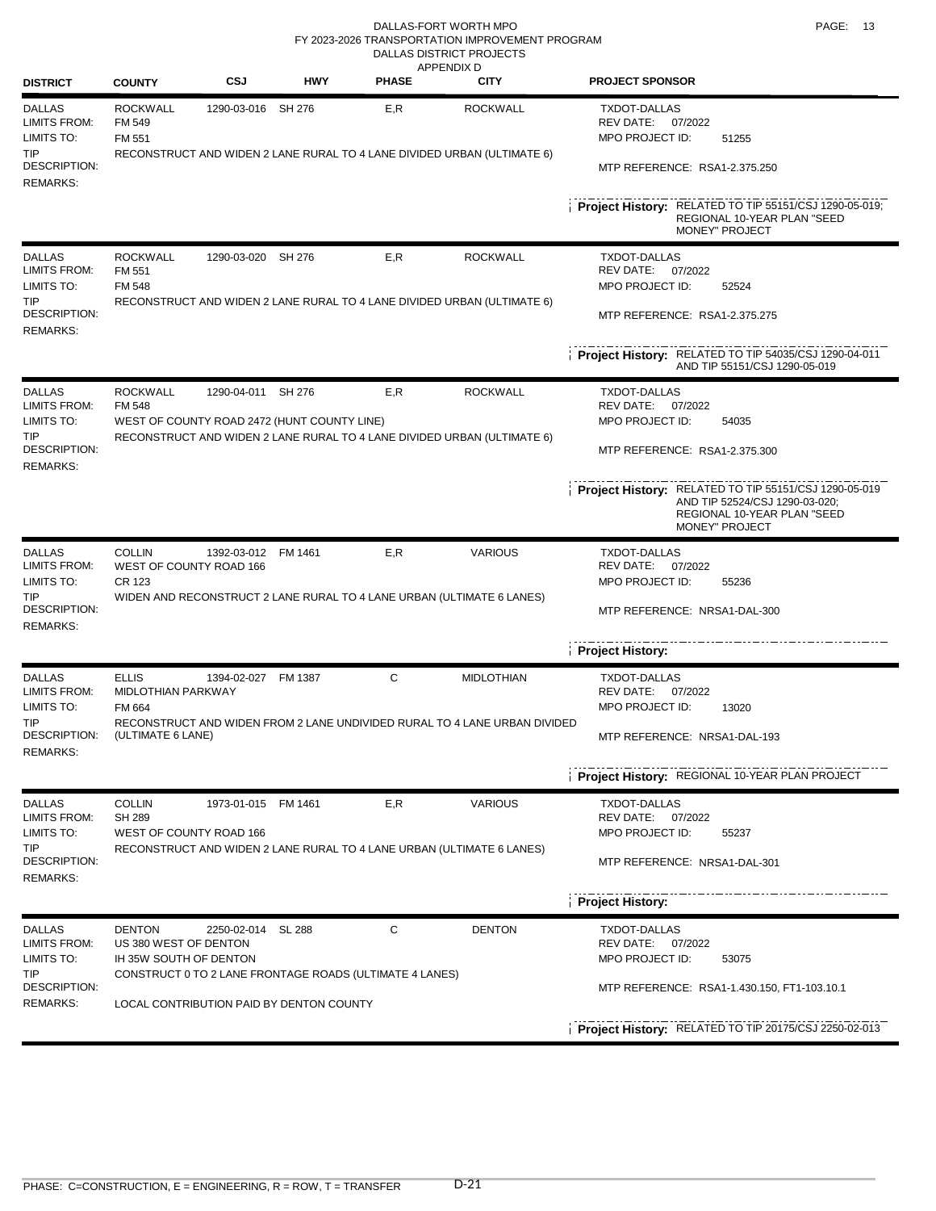DALLAS-FORT WORTH MPO
FY 2023-2026 TRANSPORTATION IMPROVEMENT PROGRAM
DALLAS DISTRICT PROJECTS
APPENDIX D

| DISTRICT | COUNTY | CSJ | HWY | PHASE | CITY | PROJECT SPONSOR |
|---|---|---|---|---|---|---|
| DALLAS | ROCKWALL | 1290-03-016 | SH 276 | E,R | ROCKWALL | TXDOT-DALLAS |
| LIMITS FROM: | FM 549 | | | | | REV DATE: 07/2022 |
| LIMITS TO: | FM 551 | | | | | MPO PROJECT ID: 51255 |
| TIP DESCRIPTION: | RECONSTRUCT AND WIDEN 2 LANE RURAL TO 4 LANE DIVIDED URBAN (ULTIMATE 6) | | | | | MTP REFERENCE: RSA1-2.375.250 |
| REMARKS: | | | | | | |
| | | | | | | **Project History:** RELATED TO TIP 55151/CSJ 1290-05-019; REGIONAL 10-YEAR PLAN "SEED MONEY" PROJECT |
| DALLAS | ROCKWALL | 1290-03-020 | SH 276 | E,R | ROCKWALL | TXDOT-DALLAS |
| LIMITS FROM: | FM 551 | | | | | REV DATE: 07/2022 |
| LIMITS TO: | FM 548 | | | | | MPO PROJECT ID: 52524 |
| TIP DESCRIPTION: | RECONSTRUCT AND WIDEN 2 LANE RURAL TO 4 LANE DIVIDED URBAN (ULTIMATE 6) | | | | | MTP REFERENCE: RSA1-2.375.275 |
| REMARKS: | | | | | | |
| | | | | | | **Project History:** RELATED TO TIP 54035/CSJ 1290-04-011 AND TIP 55151/CSJ 1290-05-019 |
| DALLAS | ROCKWALL | 1290-04-011 | SH 276 | E,R | ROCKWALL | TXDOT-DALLAS |
| LIMITS FROM: | FM 548 | | | | | REV DATE: 07/2022 |
| LIMITS TO: | WEST OF COUNTY ROAD 2472 (HUNT COUNTY LINE) | | | | | MPO PROJECT ID: 54035 |
| TIP DESCRIPTION: | RECONSTRUCT AND WIDEN 2 LANE RURAL TO 4 LANE DIVIDED URBAN (ULTIMATE 6) | | | | | MTP REFERENCE: RSA1-2.375.300 |
| REMARKS: | | | | | | |
| | | | | | | **Project History:** RELATED TO TIP 55151/CSJ 1290-05-019 AND TIP 52524/CSJ 1290-03-020; REGIONAL 10-YEAR PLAN "SEED MONEY" PROJECT |
| DALLAS | COLLIN | 1392-03-012 | FM 1461 | E,R | VARIOUS | TXDOT-DALLAS |
| LIMITS FROM: | WEST OF COUNTY ROAD 166 | | | | | REV DATE: 07/2022 |
| LIMITS TO: | CR 123 | | | | | MPO PROJECT ID: 55236 |
| TIP DESCRIPTION: | WIDEN AND RECONSTRUCT 2 LANE RURAL TO 4 LANE URBAN (ULTIMATE 6 LANES) | | | | | MTP REFERENCE: NRSA1-DAL-300 |
| REMARKS: | | | | | | |
| | | | | | | **Project History:** |
| DALLAS | ELLIS | 1394-02-027 | FM 1387 | C | MIDLOTHIAN | TXDOT-DALLAS |
| LIMITS FROM: | MIDLOTHIAN PARKWAY | | | | | REV DATE: 07/2022 |
| LIMITS TO: | FM 664 | | | | | MPO PROJECT ID: 13020 |
| TIP DESCRIPTION: | RECONSTRUCT AND WIDEN FROM 2 LANE UNDIVIDED RURAL TO 4 LANE URBAN DIVIDED (ULTIMATE 6 LANE) | | | | | MTP REFERENCE: NRSA1-DAL-193 |
| REMARKS: | | | | | | |
| | | | | | | **Project History:** REGIONAL 10-YEAR PLAN PROJECT |
| DALLAS | COLLIN | 1973-01-015 | FM 1461 | E,R | VARIOUS | TXDOT-DALLAS |
| LIMITS FROM: | SH 289 | | | | | REV DATE: 07/2022 |
| LIMITS TO: | WEST OF COUNTY ROAD 166 | | | | | MPO PROJECT ID: 55237 |
| TIP DESCRIPTION: | RECONSTRUCT AND WIDEN 2 LANE RURAL TO 4 LANE URBAN (ULTIMATE 6 LANES) | | | | | MTP REFERENCE: NRSA1-DAL-301 |
| REMARKS: | | | | | | |
| | | | | | | **Project History:** |
| DALLAS | DENTON | 2250-02-014 | SL 288 | C | DENTON | TXDOT-DALLAS |
| LIMITS FROM: | US 380 WEST OF DENTON | | | | | REV DATE: 07/2022 |
| LIMITS TO: | IH 35W SOUTH OF DENTON | | | | | MPO PROJECT ID: 53075 |
| TIP DESCRIPTION: | CONSTRUCT 0 TO 2 LANE FRONTAGE ROADS (ULTIMATE 4 LANES) | | | | | MTP REFERENCE: RSA1-1.430.150, FT1-103.10.1 |
| REMARKS: | LOCAL CONTRIBUTION PAID BY DENTON COUNTY | | | | | |
| | | | | | | **Project History:** RELATED TO TIP 20175/CSJ 2250-02-013 |

PHASE: C=CONSTRUCTION, E = ENGINEERING, R = ROW, T = TRANSFER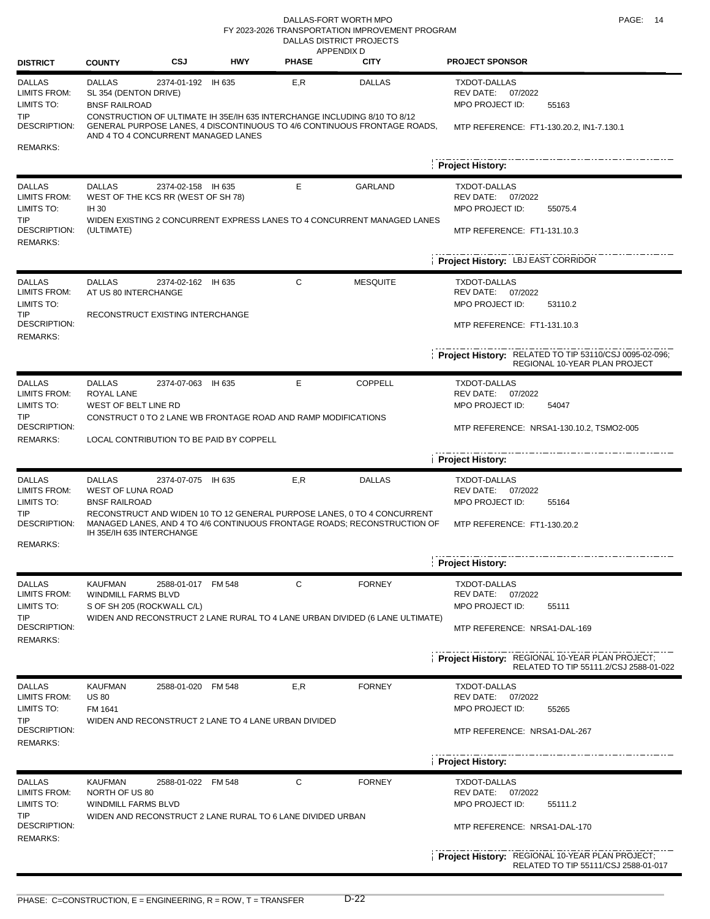DALLAS-FORT WORTH MPO
FY 2023-2026 TRANSPORTATION IMPROVEMENT PROGRAM
DALLAS DISTRICT PROJECTS
APPENDIX D

| DISTRICT | COUNTY | CSJ | HWY | PHASE | CITY | PROJECT SPONSOR |
|---|---|---|---|---|---|---|

---

**DALLAS** | DALLAS | 2374-01-192 | IH 635 | E,R | DALLAS | TXDOT-DALLAS

- LIMITS FROM: SL 354 (DENTON DRIVE)
- LIMITS TO: BNSF RAILROAD
- TIP DESCRIPTION: CONSTRUCTION OF ULTIMATE IH 35E/IH 635 INTERCHANGE INCLUDING 8/10 TO 8/12 GENERAL PURPOSE LANES, 4 DISCONTINUOUS TO 4/6 CONTINUOUS FRONTAGE ROADS, AND 4 TO 4 CONCURRENT MANAGED LANES
- REMARKS:
- REV DATE: 07/2022
- MPO PROJECT ID: 55163
- MTP REFERENCE: FT1-130.20.2, IN1-7.130.1
- **Project History:**

---

**DALLAS** | DALLAS | 2374-02-158 | IH 635 | E | GARLAND | TXDOT-DALLAS

- LIMITS FROM: WEST OF THE KCS RR (WEST OF SH 78)
- LIMITS TO: IH 30
- TIP DESCRIPTION: WIDEN EXISTING 2 CONCURRENT EXPRESS LANES TO 4 CONCURRENT MANAGED LANES (ULTIMATE)
- REMARKS:
- REV DATE: 07/2022
- MPO PROJECT ID: 55075.4
- MTP REFERENCE: FT1-131.10.3
- **Project History:** LBJ EAST CORRIDOR

---

**DALLAS** | DALLAS | 2374-02-162 | IH 635 | C | MESQUITE | TXDOT-DALLAS

- LIMITS FROM: AT US 80 INTERCHANGE
- LIMITS TO:
- TIP DESCRIPTION: RECONSTRUCT EXISTING INTERCHANGE
- REMARKS:
- REV DATE: 07/2022
- MPO PROJECT ID: 53110.2
- MTP REFERENCE: FT1-131.10.3
- **Project History:** RELATED TO TIP 53110/CSJ 0095-02-096; REGIONAL 10-YEAR PLAN PROJECT

---

**DALLAS** | DALLAS | 2374-07-063 | IH 635 | E | COPPELL | TXDOT-DALLAS

- LIMITS FROM: ROYAL LANE
- LIMITS TO: WEST OF BELT LINE RD
- TIP DESCRIPTION: CONSTRUCT 0 TO 2 LANE WB FRONTAGE ROAD AND RAMP MODIFICATIONS
- REMARKS: LOCAL CONTRIBUTION TO BE PAID BY COPPELL
- REV DATE: 07/2022
- MPO PROJECT ID: 54047
- MTP REFERENCE: NRSA1-130.10.2, TSMO2-005
- **Project History:**

---

**DALLAS** | DALLAS | 2374-07-075 | IH 635 | E,R | DALLAS | TXDOT-DALLAS

- LIMITS FROM: WEST OF LUNA ROAD
- LIMITS TO: BNSF RAILROAD
- TIP DESCRIPTION: RECONSTRUCT AND WIDEN 10 TO 12 GENERAL PURPOSE LANES, 0 TO 4 CONCURRENT MANAGED LANES, AND 4 TO 4/6 CONTINUOUS FRONTAGE ROADS; RECONSTRUCTION OF IH 35E/IH 635 INTERCHANGE
- REMARKS:
- REV DATE: 07/2022
- MPO PROJECT ID: 55164
- MTP REFERENCE: FT1-130.20.2
- **Project History:**

---

**DALLAS** | KAUFMAN | 2588-01-017 | FM 548 | C | FORNEY | TXDOT-DALLAS

- LIMITS FROM: WINDMILL FARMS BLVD
- LIMITS TO: S OF SH 205 (ROCKWALL C/L)
- TIP DESCRIPTION: WIDEN AND RECONSTRUCT 2 LANE RURAL TO 4 LANE URBAN DIVIDED (6 LANE ULTIMATE)
- REMARKS:
- REV DATE: 07/2022
- MPO PROJECT ID: 55111
- MTP REFERENCE: NRSA1-DAL-169
- **Project History:** REGIONAL 10-YEAR PLAN PROJECT; RELATED TO TIP 55111.2/CSJ 2588-01-022

---

**DALLAS** | KAUFMAN | 2588-01-020 | FM 548 | E,R | FORNEY | TXDOT-DALLAS

- LIMITS FROM: US 80
- LIMITS TO: FM 1641
- TIP DESCRIPTION: WIDEN AND RECONSTRUCT 2 LANE TO 4 LANE URBAN DIVIDED
- REMARKS:
- REV DATE: 07/2022
- MPO PROJECT ID: 55265
- MTP REFERENCE: NRSA1-DAL-267
- **Project History:**

---

**DALLAS** | KAUFMAN | 2588-01-022 | FM 548 | C | FORNEY | TXDOT-DALLAS

- LIMITS FROM: NORTH OF US 80
- LIMITS TO: WINDMILL FARMS BLVD
- TIP DESCRIPTION: WIDEN AND RECONSTRUCT 2 LANE RURAL TO 6 LANE DIVIDED URBAN
- REMARKS:
- REV DATE: 07/2022
- MPO PROJECT ID: 55111.2
- MTP REFERENCE: NRSA1-DAL-170
- **Project History:** REGIONAL 10-YEAR PLAN PROJECT; RELATED TO TIP 55111/CSJ 2588-01-017

---

PHASE: C=CONSTRUCTION, E = ENGINEERING, R = ROW, T = TRANSFER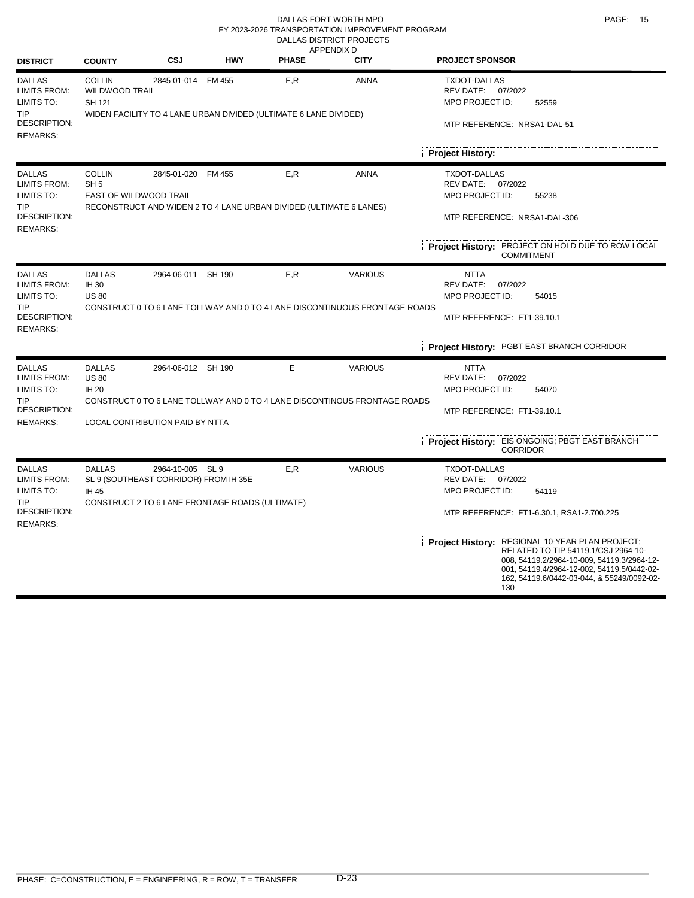DALLAS-FORT WORTH MPO
FY 2023-2026 TRANSPORTATION IMPROVEMENT PROGRAM
DALLAS DISTRICT PROJECTS
APPENDIX D

| DISTRICT | COUNTY | CSJ | HWY | PHASE | CITY | PROJECT SPONSOR |
|---|---|---|---|---|---|---|
| DALLAS | COLLIN | 2845-01-014 | FM 455 | E,R | ANNA | TXDOT-DALLAS |

LIMITS FROM: WILDWOOD TRAIL
LIMITS TO: SH 121
TIP DESCRIPTION: WIDEN FACILITY TO 4 LANE URBAN DIVIDED (ULTIMATE 6 LANE DIVIDED)
REMARKS:
REV DATE: 07/2022
MPO PROJECT ID: 52559
MTP REFERENCE: NRSA1-DAL-51
**Project History:**

---

| DISTRICT | COUNTY | CSJ | HWY | PHASE | CITY | PROJECT SPONSOR |
|---|---|---|---|---|---|---|
| DALLAS | COLLIN | 2845-01-020 | FM 455 | E,R | ANNA | TXDOT-DALLAS |

LIMITS FROM: SH 5
LIMITS TO: EAST OF WILDWOOD TRAIL
TIP DESCRIPTION: RECONSTRUCT AND WIDEN 2 TO 4 LANE URBAN DIVIDED (ULTIMATE 6 LANES)
REMARKS:
REV DATE: 07/2022
MPO PROJECT ID: 55238
MTP REFERENCE: NRSA1-DAL-306
**Project History:** PROJECT ON HOLD DUE TO ROW LOCAL COMMITMENT

---

| DISTRICT | COUNTY | CSJ | HWY | PHASE | CITY | PROJECT SPONSOR |
|---|---|---|---|---|---|---|
| DALLAS | DALLAS | 2964-06-011 | SH 190 | E,R | VARIOUS | NTTA |

LIMITS FROM: IH 30
LIMITS TO: US 80
TIP DESCRIPTION: CONSTRUCT 0 TO 6 LANE TOLLWAY AND 0 TO 4 LANE DISCONTINUOUS FRONTAGE ROADS
REMARKS:
REV DATE: 07/2022
MPO PROJECT ID: 54015
MTP REFERENCE: FT1-39.10.1
**Project History:** PGBT EAST BRANCH CORRIDOR

---

| DISTRICT | COUNTY | CSJ | HWY | PHASE | CITY | PROJECT SPONSOR |
|---|---|---|---|---|---|---|
| DALLAS | DALLAS | 2964-06-012 | SH 190 | E | VARIOUS | NTTA |

LIMITS FROM: US 80
LIMITS TO: IH 20
TIP DESCRIPTION: CONSTRUCT 0 TO 6 LANE TOLLWAY AND 0 TO 4 LANE DISCONTINOUS FRONTAGE ROADS
REMARKS: LOCAL CONTRIBUTION PAID BY NTTA
REV DATE: 07/2022
MPO PROJECT ID: 54070
MTP REFERENCE: FT1-39.10.1
**Project History:** EIS ONGOING; PBGT EAST BRANCH CORRIDOR

---

| DISTRICT | COUNTY | CSJ | HWY | PHASE | CITY | PROJECT SPONSOR |
|---|---|---|---|---|---|---|
| DALLAS | DALLAS | 2964-10-005 | SL 9 | E,R | VARIOUS | TXDOT-DALLAS |

LIMITS FROM: SL 9 (SOUTHEAST CORRIDOR) FROM IH 35E
LIMITS TO: IH 45
TIP DESCRIPTION: CONSTRUCT 2 TO 6 LANE FRONTAGE ROADS (ULTIMATE)
REMARKS:
REV DATE: 07/2022
MPO PROJECT ID: 54119
MTP REFERENCE: FT1-6.30.1, RSA1-2.700.225
**Project History:** REGIONAL 10-YEAR PLAN PROJECT; RELATED TO TIP 54119.1/CSJ 2964-10-008, 54119.2/2964-10-009, 54119.3/2964-12-001, 54119.4/2964-12-002, 54119.5/0442-02-162, 54119.6/0442-03-044, & 55249/0092-02-130

PHASE: C=CONSTRUCTION, E = ENGINEERING, R = ROW, T = TRANSFER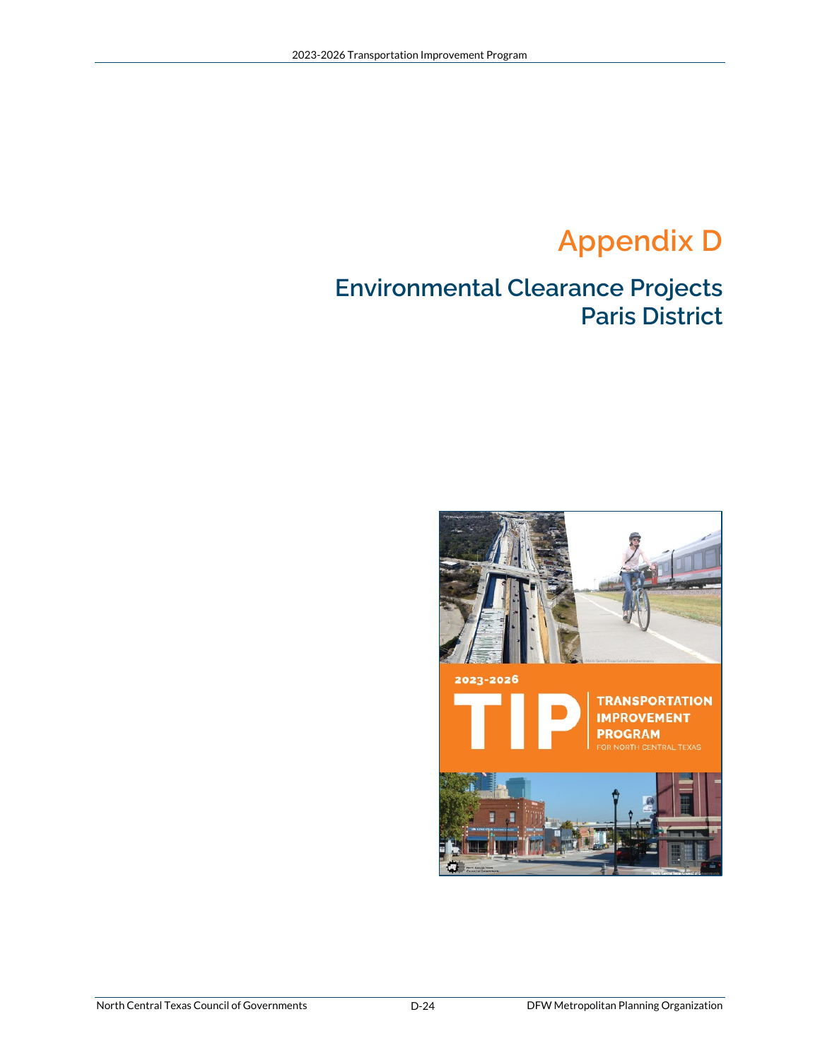# Appendix D

## Environmental Clearance Projects
## Paris District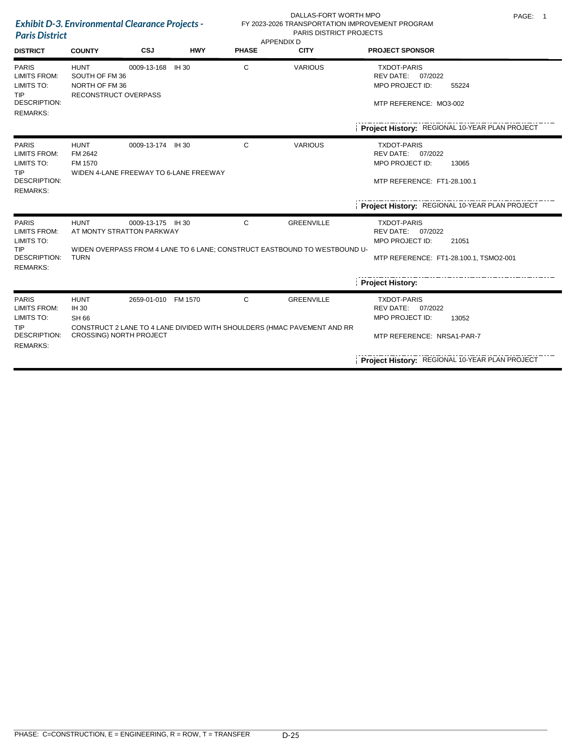# *Exhibit D-3. Environmental Clearance Projects - Paris District*

DALLAS-FORT WORTH MPO
FY 2023-2026 TRANSPORTATION IMPROVEMENT PROGRAM
PARIS DISTRICT PROJECTS
APPENDIX D

| DISTRICT | COUNTY | CSJ | HWY | PHASE | CITY | PROJECT SPONSOR |
|---|---|---|---|---|---|---|
| PARIS | HUNT | 0009-13-168 | IH 30 | C | VARIOUS | TXDOT-PARIS |
| LIMITS FROM: | SOUTH OF FM 36 | | | | | REV DATE: 07/2022 |
| LIMITS TO: | NORTH OF FM 36 | | | | | MPO PROJECT ID: 55224 |
| TIP DESCRIPTION: | RECONSTRUCT OVERPASS | | | | | MTP REFERENCE: MO3-002 |
| REMARKS: | | | | | | |
| | | | | | | **Project History:** REGIONAL 10-YEAR PLAN PROJECT |
| PARIS | HUNT | 0009-13-174 | IH 30 | C | VARIOUS | TXDOT-PARIS |
| LIMITS FROM: | FM 2642 | | | | | REV DATE: 07/2022 |
| LIMITS TO: | FM 1570 | | | | | MPO PROJECT ID: 13065 |
| TIP DESCRIPTION: | WIDEN 4-LANE FREEWAY TO 6-LANE FREEWAY | | | | | MTP REFERENCE: FT1-28.100.1 |
| REMARKS: | | | | | | |
| | | | | | | **Project History:** REGIONAL 10-YEAR PLAN PROJECT |
| PARIS | HUNT | 0009-13-175 | IH 30 | C | GREENVILLE | TXDOT-PARIS |
| LIMITS FROM: | AT MONTY STRATTON PARKWAY | | | | | REV DATE: 07/2022 |
| LIMITS TO: | | | | | | MPO PROJECT ID: 21051 |
| TIP DESCRIPTION: | WIDEN OVERPASS FROM 4 LANE TO 6 LANE; CONSTRUCT EASTBOUND TO WESTBOUND U-TURN | | | | | MTP REFERENCE: FT1-28.100.1, TSMO2-001 |
| REMARKS: | | | | | | |
| | | | | | | **Project History:** |
| PARIS | HUNT | 2659-01-010 | FM 1570 | C | GREENVILLE | TXDOT-PARIS |
| LIMITS FROM: | IH 30 | | | | | REV DATE: 07/2022 |
| LIMITS TO: | SH 66 | | | | | MPO PROJECT ID: 13052 |
| TIP DESCRIPTION: | CONSTRUCT 2 LANE TO 4 LANE DIVIDED WITH SHOULDERS (HMAC PAVEMENT AND RR CROSSING) NORTH PROJECT | | | | | MTP REFERENCE: NRSA1-PAR-7 |
| REMARKS: | | | | | | |
| | | | | | | **Project History:** REGIONAL 10-YEAR PLAN PROJECT |

PHASE: C=CONSTRUCTION, E = ENGINEERING, R = ROW, T = TRANSFER